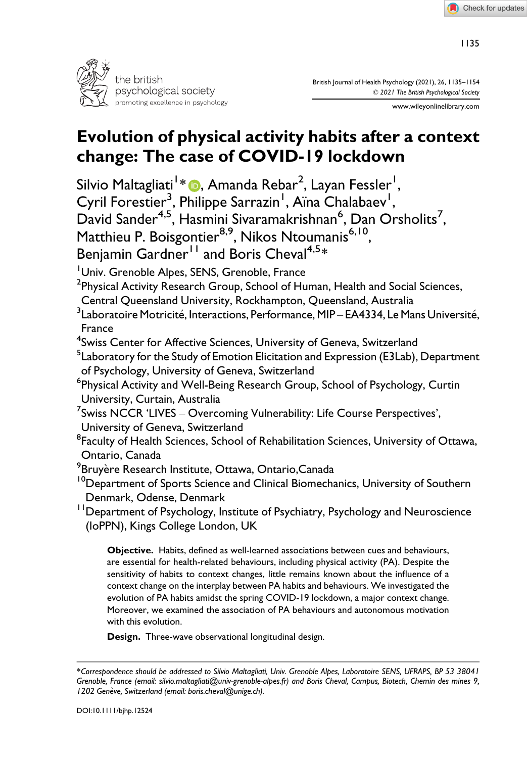# Evolution of physical activity habits after a context change: The case of COVID-19 lockdown

Silvio Maltagliati[1]*, Amanda Rebar[2], Layan Fessler[1], Cyril Forestier[3], Philippe Sarrazin[1], Aïna Chalabaev[1], David Sander[4,5], Hasmini Sivaramakrishnan[6], Dan Orsholits[7], Matthieu P. Boisgontier[8,9], Nikos Ntoumanis[6,10], Benjamin Gardner[11] and Boris Cheval[4,5]*

[1]Univ. Grenoble Alpes, SENS, Grenoble, France

[2]Physical Activity Research Group, School of Human, Health and Social Sciences, Central Queensland University, Rockhampton, Queensland, Australia

[3]Laboratoire Motricité, Interactions, Performance, MIP – EA4334, Le Mans Université, France

[4]Swiss Center for Affective Sciences, University of Geneva, Switzerland

[5]Laboratory for the Study of Emotion Elicitation and Expression (E3Lab), Department of Psychology, University of Geneva, Switzerland

[6]Physical Activity and Well-Being Research Group, School of Psychology, Curtin University, Curtain, Australia

[7]Swiss NCCR 'LIVES – Overcoming Vulnerability: Life Course Perspectives', University of Geneva, Switzerland

[8]Faculty of Health Sciences, School of Rehabilitation Sciences, University of Ottawa, Ontario, Canada

[9]Bruyère Research Institute, Ottawa, Ontario,Canada

[10]Department of Sports Science and Clinical Biomechanics, University of Southern Denmark, Odense, Denmark

[11]Department of Psychology, Institute of Psychiatry, Psychology and Neuroscience (IoPPN), Kings College London, UK

**Objective.** Habits, defined as well-learned associations between cues and behaviours, are essential for health-related behaviours, including physical activity (PA). Despite the sensitivity of habits to context changes, little remains known about the influence of a context change on the interplay between PA habits and behaviours. We investigated the evolution of PA habits amidst the spring COVID-19 lockdown, a major context change. Moreover, we examined the association of PA behaviours and autonomous motivation with this evolution.

**Design.** Three-wave observational longitudinal design.

*Correspondence should be addressed to Silvio Maltagliati, Univ. Grenoble Alpes, Laboratoire SENS, UFRAPS, BP 53 38041 Grenoble, France (email: silvio.maltagliati@univ-grenoble-alpes.fr) and Boris Cheval, Campus, Biotech, Chemin des mines 9, 1202 Genève, Switzerland (email: boris.cheval@unige.ch).*

DOI:10.1111/bjhp.12524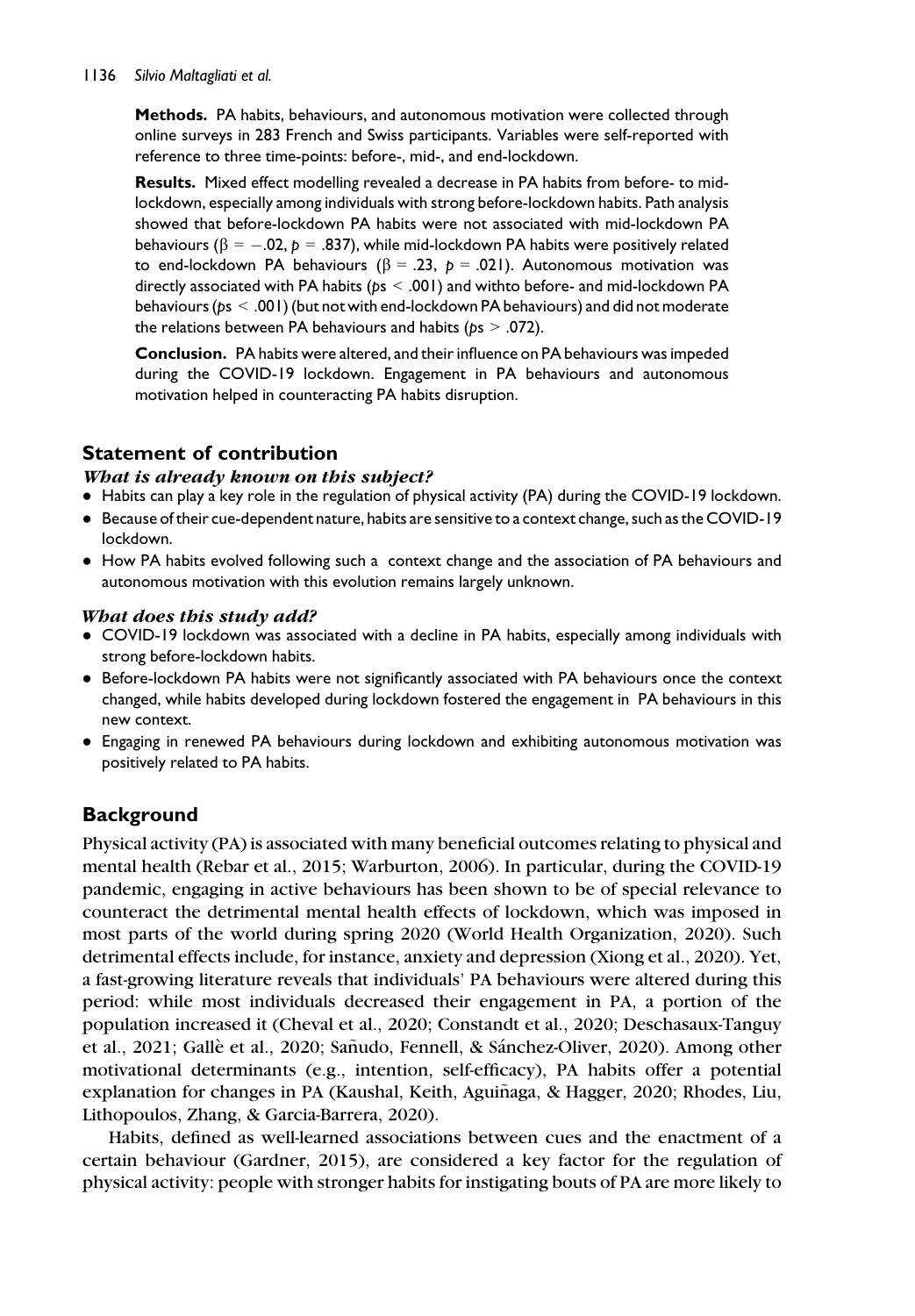**Methods.** PA habits, behaviours, and autonomous motivation were collected through online surveys in 283 French and Swiss participants. Variables were self-reported with reference to three time-points: before-, mid-, and end-lockdown.

**Results.** Mixed effect modelling revealed a decrease in PA habits from before- to mid-lockdown, especially among individuals with strong before-lockdown habits. Path analysis showed that before-lockdown PA habits were not associated with mid-lockdown PA behaviours ($\beta = -.02$, $p = .837$), while mid-lockdown PA habits were positively related to end-lockdown PA behaviours ($\beta = .23$, $p = .021$). Autonomous motivation was directly associated with PA habits ($ps < .001$) and withto before- and mid-lockdown PA behaviours ($ps < .001$) (but not with end-lockdown PA behaviours) and did not moderate the relations between PA behaviours and habits ($ps > .072$).

**Conclusion.** PA habits were altered, and their influence on PA behaviours was impeded during the COVID-19 lockdown. Engagement in PA behaviours and autonomous motivation helped in counteracting PA habits disruption.

## Statement of contribution

### *What is already known on this subject?*

- Habits can play a key role in the regulation of physical activity (PA) during the COVID-19 lockdown.
- Because of their cue-dependent nature, habits are sensitive to a context change, such as the COVID-19 lockdown.
- How PA habits evolved following such a context change and the association of PA behaviours and autonomous motivation with this evolution remains largely unknown.

### *What does this study add?*

- COVID-19 lockdown was associated with a decline in PA habits, especially among individuals with strong before-lockdown habits.
- Before-lockdown PA habits were not significantly associated with PA behaviours once the context changed, while habits developed during lockdown fostered the engagement in PA behaviours in this new context.
- Engaging in renewed PA behaviours during lockdown and exhibiting autonomous motivation was positively related to PA habits.

## Background

Physical activity (PA) is associated with many beneficial outcomes relating to physical and mental health (Rebar et al., 2015; Warburton, 2006). In particular, during the COVID-19 pandemic, engaging in active behaviours has been shown to be of special relevance to counteract the detrimental mental health effects of lockdown, which was imposed in most parts of the world during spring 2020 (World Health Organization, 2020). Such detrimental effects include, for instance, anxiety and depression (Xiong et al., 2020). Yet, a fast-growing literature reveals that individuals' PA behaviours were altered during this period: while most individuals decreased their engagement in PA, a portion of the population increased it (Cheval et al., 2020; Constandt et al., 2020; Deschasaux-Tanguy et al., 2021; Gallè et al., 2020; Sañudo, Fennell, & Sánchez-Oliver, 2020). Among other motivational determinants (e.g., intention, self-efficacy), PA habits offer a potential explanation for changes in PA (Kaushal, Keith, Aguiñaga, & Hagger, 2020; Rhodes, Liu, Lithopoulos, Zhang, & Garcia-Barrera, 2020).

Habits, defined as well-learned associations between cues and the enactment of a certain behaviour (Gardner, 2015), are considered a key factor for the regulation of physical activity: people with stronger habits for instigating bouts of PA are more likely to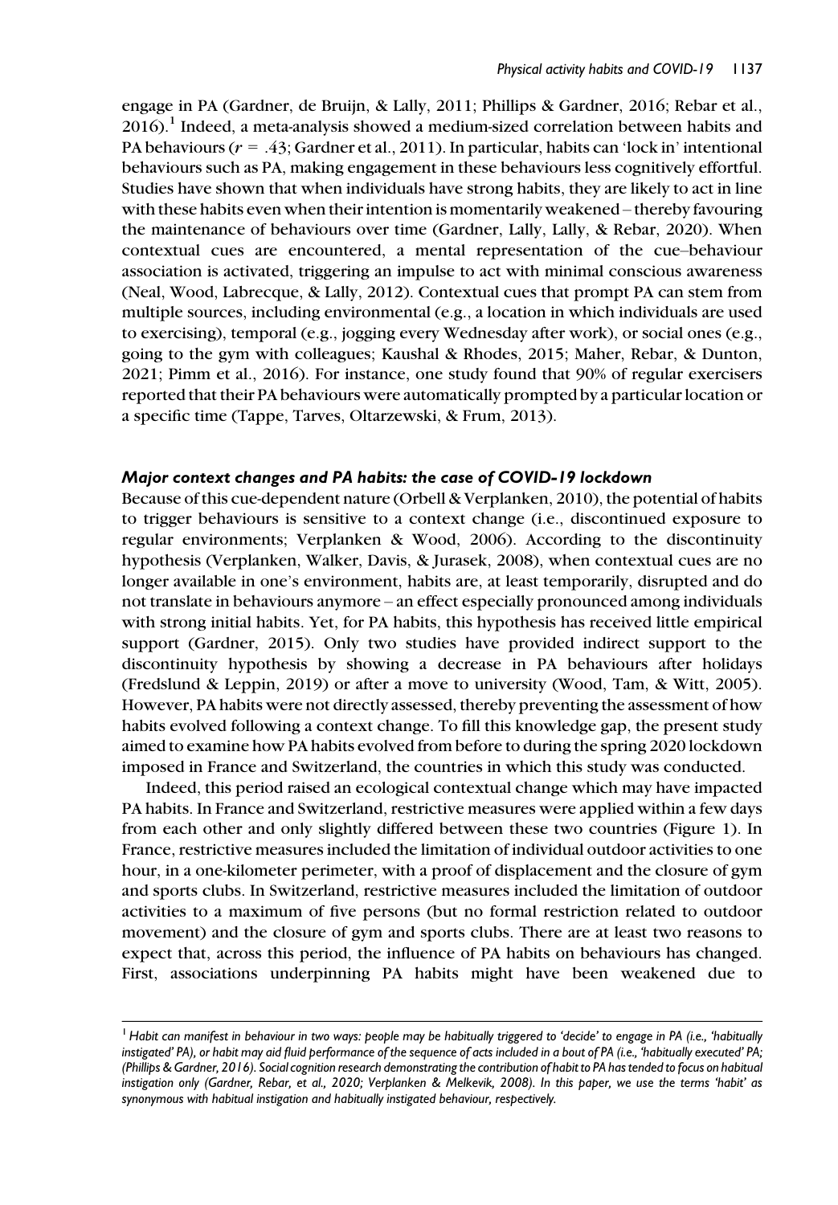engage in PA (Gardner, de Bruijn, & Lally, 2011; Phillips & Gardner, 2016; Rebar et al., 2016).[1] Indeed, a meta-analysis showed a medium-sized correlation between habits and PA behaviours ($r = .43$; Gardner et al., 2011). In particular, habits can 'lock in' intentional behaviours such as PA, making engagement in these behaviours less cognitively effortful. Studies have shown that when individuals have strong habits, they are likely to act in line with these habits even when their intention is momentarily weakened – thereby favouring the maintenance of behaviours over time (Gardner, Lally, Lally, & Rebar, 2020). When contextual cues are encountered, a mental representation of the cue–behaviour association is activated, triggering an impulse to act with minimal conscious awareness (Neal, Wood, Labrecque, & Lally, 2012). Contextual cues that prompt PA can stem from multiple sources, including environmental (e.g., a location in which individuals are used to exercising), temporal (e.g., jogging every Wednesday after work), or social ones (e.g., going to the gym with colleagues; Kaushal & Rhodes, 2015; Maher, Rebar, & Dunton, 2021; Pimm et al., 2016). For instance, one study found that 90% of regular exercisers reported that their PA behaviours were automatically prompted by a particular location or a specific time (Tappe, Tarves, Oltarzewski, & Frum, 2013).

### *Major context changes and PA habits: the case of COVID-19 lockdown*

Because of this cue-dependent nature (Orbell & Verplanken, 2010), the potential of habits to trigger behaviours is sensitive to a context change (i.e., discontinued exposure to regular environments; Verplanken & Wood, 2006). According to the discontinuity hypothesis (Verplanken, Walker, Davis, & Jurasek, 2008), when contextual cues are no longer available in one's environment, habits are, at least temporarily, disrupted and do not translate in behaviours anymore – an effect especially pronounced among individuals with strong initial habits. Yet, for PA habits, this hypothesis has received little empirical support (Gardner, 2015). Only two studies have provided indirect support to the discontinuity hypothesis by showing a decrease in PA behaviours after holidays (Fredslund & Leppin, 2019) or after a move to university (Wood, Tam, & Witt, 2005). However, PA habits were not directly assessed, thereby preventing the assessment of how habits evolved following a context change. To fill this knowledge gap, the present study aimed to examine how PA habits evolved from before to during the spring 2020 lockdown imposed in France and Switzerland, the countries in which this study was conducted.

Indeed, this period raised an ecological contextual change which may have impacted PA habits. In France and Switzerland, restrictive measures were applied within a few days from each other and only slightly differed between these two countries (Figure 1). In France, restrictive measures included the limitation of individual outdoor activities to one hour, in a one-kilometer perimeter, with a proof of displacement and the closure of gym and sports clubs. In Switzerland, restrictive measures included the limitation of outdoor activities to a maximum of five persons (but no formal restriction related to outdoor movement) and the closure of gym and sports clubs. There are at least two reasons to expect that, across this period, the influence of PA habits on behaviours has changed. First, associations underpinning PA habits might have been weakened due to

[1] *Habit can manifest in behaviour in two ways: people may be habitually triggered to 'decide' to engage in PA (i.e., 'habitually instigated' PA), or habit may aid fluid performance of the sequence of acts included in a bout of PA (i.e., 'habitually executed' PA; (Phillips & Gardner, 2016). Social cognition research demonstrating the contribution of habit to PA has tended to focus on habitual instigation only (Gardner, Rebar, et al., 2020; Verplanken & Melkevik, 2008). In this paper, we use the terms 'habit' as synonymous with habitual instigation and habitually instigated behaviour, respectively.*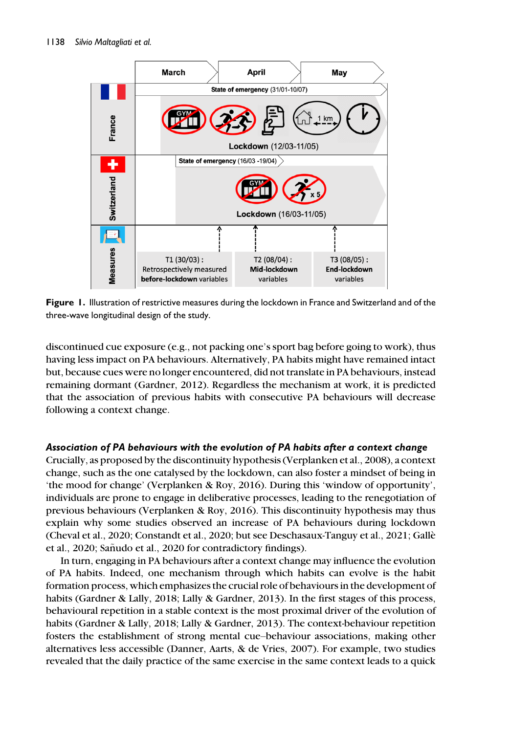**Figure 1.** Illustration of restrictive measures during the lockdown in France and Switzerland and of the three-wave longitudinal design of the study.

discontinued cue exposure (e.g., not packing one's sport bag before going to work), thus having less impact on PA behaviours. Alternatively, PA habits might have remained intact but, because cues were no longer encountered, did not translate in PA behaviours, instead remaining dormant (Gardner, 2012). Regardless the mechanism at work, it is predicted that the association of previous habits with consecutive PA behaviours will decrease following a context change.

### *Association of PA behaviours with the evolution of PA habits after a context change*

Crucially, as proposed by the discontinuity hypothesis (Verplanken et al., 2008), a context change, such as the one catalysed by the lockdown, can also foster a mindset of being in 'the mood for change' (Verplanken & Roy, 2016). During this 'window of opportunity', individuals are prone to engage in deliberative processes, leading to the renegotiation of previous behaviours (Verplanken & Roy, 2016). This discontinuity hypothesis may thus explain why some studies observed an increase of PA behaviours during lockdown (Cheval et al., 2020; Constandt et al., 2020; but see Deschasaux-Tanguy et al., 2021; Gallè et al., 2020; Sañudo et al., 2020 for contradictory findings).

In turn, engaging in PA behaviours after a context change may influence the evolution of PA habits. Indeed, one mechanism through which habits can evolve is the habit formation process, which emphasizes the crucial role of behaviours in the development of habits (Gardner & Lally, 2018; Lally & Gardner, 2013). In the first stages of this process, behavioural repetition in a stable context is the most proximal driver of the evolution of habits (Gardner & Lally, 2018; Lally & Gardner, 2013). The context-behaviour repetition fosters the establishment of strong mental cue–behaviour associations, making other alternatives less accessible (Danner, Aarts, & de Vries, 2007). For example, two studies revealed that the daily practice of the same exercise in the same context leads to a quick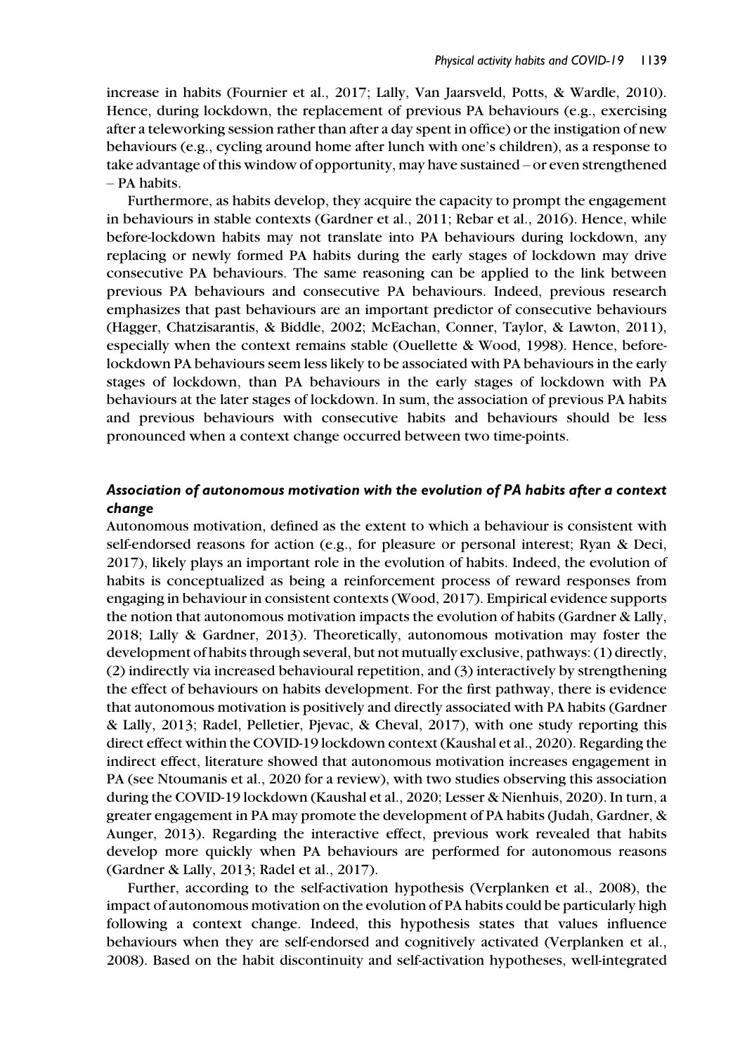increase in habits (Fournier et al., 2017; Lally, Van Jaarsveld, Potts, & Wardle, 2010). Hence, during lockdown, the replacement of previous PA behaviours (e.g., exercising after a teleworking session rather than after a day spent in office) or the instigation of new behaviours (e.g., cycling around home after lunch with one's children), as a response to take advantage of this window of opportunity, may have sustained – or even strengthened – PA habits.

Furthermore, as habits develop, they acquire the capacity to prompt the engagement in behaviours in stable contexts (Gardner et al., 2011; Rebar et al., 2016). Hence, while before-lockdown habits may not translate into PA behaviours during lockdown, any replacing or newly formed PA habits during the early stages of lockdown may drive consecutive PA behaviours. The same reasoning can be applied to the link between previous PA behaviours and consecutive PA behaviours. Indeed, previous research emphasizes that past behaviours are an important predictor of consecutive behaviours (Hagger, Chatzisarantis, & Biddle, 2002; McEachan, Conner, Taylor, & Lawton, 2011), especially when the context remains stable (Ouellette & Wood, 1998). Hence, before-lockdown PA behaviours seem less likely to be associated with PA behaviours in the early stages of lockdown, than PA behaviours in the early stages of lockdown with PA behaviours at the later stages of lockdown. In sum, the association of previous PA habits and previous behaviours with consecutive habits and behaviours should be less pronounced when a context change occurred between two time-points.

### *Association of autonomous motivation with the evolution of PA habits after a context change*

Autonomous motivation, defined as the extent to which a behaviour is consistent with self-endorsed reasons for action (e.g., for pleasure or personal interest; Ryan & Deci, 2017), likely plays an important role in the evolution of habits. Indeed, the evolution of habits is conceptualized as being a reinforcement process of reward responses from engaging in behaviour in consistent contexts (Wood, 2017). Empirical evidence supports the notion that autonomous motivation impacts the evolution of habits (Gardner & Lally, 2018; Lally & Gardner, 2013). Theoretically, autonomous motivation may foster the development of habits through several, but not mutually exclusive, pathways: (1) directly, (2) indirectly via increased behavioural repetition, and (3) interactively by strengthening the effect of behaviours on habits development. For the first pathway, there is evidence that autonomous motivation is positively and directly associated with PA habits (Gardner & Lally, 2013; Radel, Pelletier, Pjevac, & Cheval, 2017), with one study reporting this direct effect within the COVID-19 lockdown context (Kaushal et al., 2020). Regarding the indirect effect, literature showed that autonomous motivation increases engagement in PA (see Ntoumanis et al., 2020 for a review), with two studies observing this association during the COVID-19 lockdown (Kaushal et al., 2020; Lesser & Nienhuis, 2020). In turn, a greater engagement in PA may promote the development of PA habits (Judah, Gardner, & Aunger, 2013). Regarding the interactive effect, previous work revealed that habits develop more quickly when PA behaviours are performed for autonomous reasons (Gardner & Lally, 2013; Radel et al., 2017).

Further, according to the self-activation hypothesis (Verplanken et al., 2008), the impact of autonomous motivation on the evolution of PA habits could be particularly high following a context change. Indeed, this hypothesis states that values influence behaviours when they are self-endorsed and cognitively activated (Verplanken et al., 2008). Based on the habit discontinuity and self-activation hypotheses, well-integrated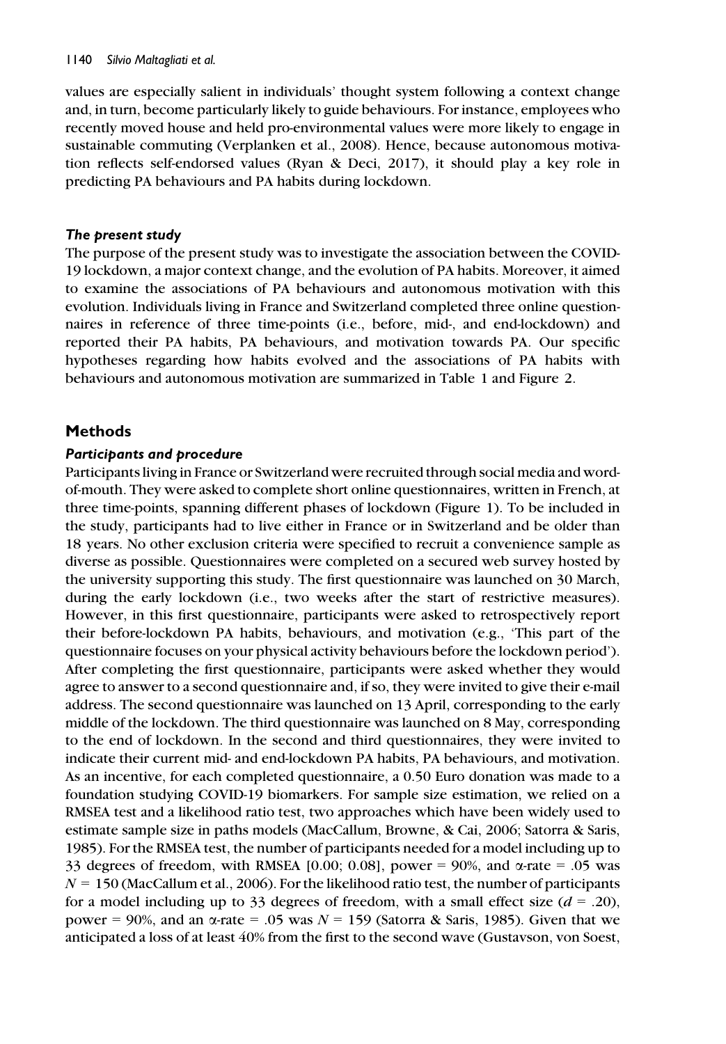values are especially salient in individuals' thought system following a context change and, in turn, become particularly likely to guide behaviours. For instance, employees who recently moved house and held pro-environmental values were more likely to engage in sustainable commuting (Verplanken et al., 2008). Hence, because autonomous motivation reflects self-endorsed values (Ryan & Deci, 2017), it should play a key role in predicting PA behaviours and PA habits during lockdown.

### *The present study*

The purpose of the present study was to investigate the association between the COVID-19 lockdown, a major context change, and the evolution of PA habits. Moreover, it aimed to examine the associations of PA behaviours and autonomous motivation with this evolution. Individuals living in France and Switzerland completed three online questionnaires in reference of three time-points (i.e., before, mid-, and end-lockdown) and reported their PA habits, PA behaviours, and motivation towards PA. Our specific hypotheses regarding how habits evolved and the associations of PA habits with behaviours and autonomous motivation are summarized in Table 1 and Figure 2.

## Methods

### *Participants and procedure*

Participants living in France or Switzerland were recruited through social media and word-of-mouth. They were asked to complete short online questionnaires, written in French, at three time-points, spanning different phases of lockdown (Figure 1). To be included in the study, participants had to live either in France or in Switzerland and be older than 18 years. No other exclusion criteria were specified to recruit a convenience sample as diverse as possible. Questionnaires were completed on a secured web survey hosted by the university supporting this study. The first questionnaire was launched on 30 March, during the early lockdown (i.e., two weeks after the start of restrictive measures). However, in this first questionnaire, participants were asked to retrospectively report their before-lockdown PA habits, behaviours, and motivation (e.g., 'This part of the questionnaire focuses on your physical activity behaviours before the lockdown period'). After completing the first questionnaire, participants were asked whether they would agree to answer to a second questionnaire and, if so, they were invited to give their e-mail address. The second questionnaire was launched on 13 April, corresponding to the early middle of the lockdown. The third questionnaire was launched on 8 May, corresponding to the end of lockdown. In the second and third questionnaires, they were invited to indicate their current mid- and end-lockdown PA habits, PA behaviours, and motivation. As an incentive, for each completed questionnaire, a 0.50 Euro donation was made to a foundation studying COVID-19 biomarkers. For sample size estimation, we relied on a RMSEA test and a likelihood ratio test, two approaches which have been widely used to estimate sample size in paths models (MacCallum, Browne, & Cai, 2006; Satorra & Saris, 1985). For the RMSEA test, the number of participants needed for a model including up to 33 degrees of freedom, with RMSEA [0.00; 0.08], power = 90%, and $\alpha$-rate = .05 was $N = 150$ (MacCallum et al., 2006). For the likelihood ratio test, the number of participants for a model including up to 33 degrees of freedom, with a small effect size ($d = .20$), power = 90%, and an $\alpha$-rate = .05 was $N = 159$ (Satorra & Saris, 1985). Given that we anticipated a loss of at least 40% from the first to the second wave (Gustavson, von Soest,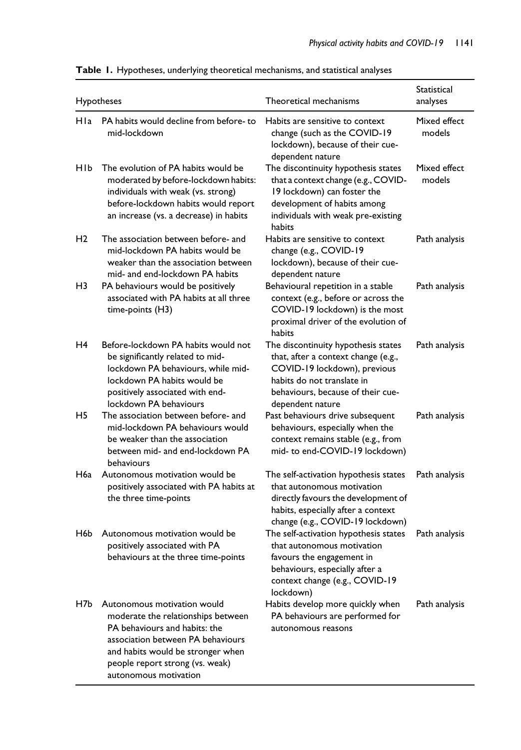**Table 1.** Hypotheses, underlying theoretical mechanisms, and statistical analyses

| Hypotheses | | Theoretical mechanisms | Statistical analyses |
|---|---|---|---|
| H1a | PA habits would decline from before- to mid-lockdown | Habits are sensitive to context change (such as the COVID-19 lockdown), because of their cue-dependent nature | Mixed effect models |
| H1b | The evolution of PA habits would be moderated by before-lockdown habits: individuals with weak (vs. strong) before-lockdown habits would report an increase (vs. a decrease) in habits | The discontinuity hypothesis states that a context change (e.g., COVID-19 lockdown) can foster the development of habits among individuals with weak pre-existing habits | Mixed effect models |
| H2 | The association between before- and mid-lockdown PA habits would be weaker than the association between mid- and end-lockdown PA habits | Habits are sensitive to context change (e.g., COVID-19 lockdown), because of their cue-dependent nature | Path analysis |
| H3 | PA behaviours would be positively associated with PA habits at all three time-points (H3) | Behavioural repetition in a stable context (e.g., before or across the COVID-19 lockdown) is the most proximal driver of the evolution of habits | Path analysis |
| H4 | Before-lockdown PA habits would not be significantly related to mid-lockdown PA behaviours, while mid-lockdown PA habits would be positively associated with end-lockdown PA behaviours | The discontinuity hypothesis states that, after a context change (e.g., COVID-19 lockdown), previous habits do not translate in behaviours, because of their cue-dependent nature | Path analysis |
| H5 | The association between before- and mid-lockdown PA behaviours would be weaker than the association between mid- and end-lockdown PA behaviours | Past behaviours drive subsequent behaviours, especially when the context remains stable (e.g., from mid- to end-COVID-19 lockdown) | Path analysis |
| H6a | Autonomous motivation would be positively associated with PA habits at the three time-points | The self-activation hypothesis states that autonomous motivation directly favours the development of habits, especially after a context change (e.g., COVID-19 lockdown) | Path analysis |
| H6b | Autonomous motivation would be positively associated with PA behaviours at the three time-points | The self-activation hypothesis states that autonomous motivation favours the engagement in behaviours, especially after a context change (e.g., COVID-19 lockdown) | Path analysis |
| H7b | Autonomous motivation would moderate the relationships between PA behaviours and habits: the association between PA behaviours and habits would be stronger when people report strong (vs. weak) autonomous motivation | Habits develop more quickly when PA behaviours are performed for autonomous reasons | Path analysis |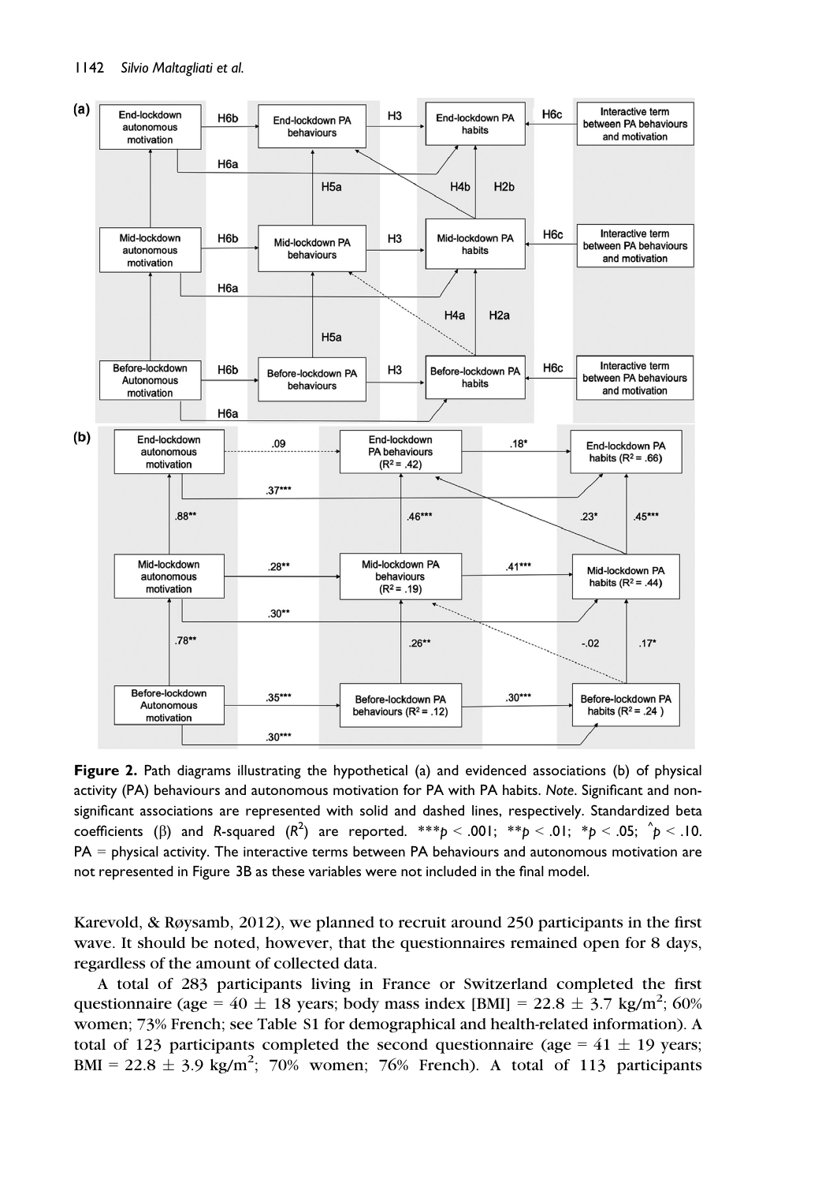**Figure 2.** Path diagrams illustrating the hypothetical (a) and evidenced associations (b) of physical activity (PA) behaviours and autonomous motivation for PA with PA habits. *Note*. Significant and non-significant associations are represented with solid and dashed lines, respectively. Standardized beta coefficients (β) and *R*-squared ($R^2$) are reported. \*\*\**p* < .001; \*\**p* < .01; \**p* < .05; ^*p* < .10. PA = physical activity. The interactive terms between PA behaviours and autonomous motivation are not represented in Figure 3B as these variables were not included in the final model.

Karevold, & Røysamb, 2012), we planned to recruit around 250 participants in the first wave. It should be noted, however, that the questionnaires remained open for 8 days, regardless of the amount of collected data.

A total of 283 participants living in France or Switzerland completed the first questionnaire (age = 40 ± 18 years; body mass index [BMI] = 22.8 ± 3.7 kg/m$^2$; 60% women; 73% French; see Table S1 for demographical and health-related information). A total of 123 participants completed the second questionnaire (age = 41 ± 19 years; BMI = 22.8 ± 3.9 kg/m$^2$; 70% women; 76% French). A total of 113 participants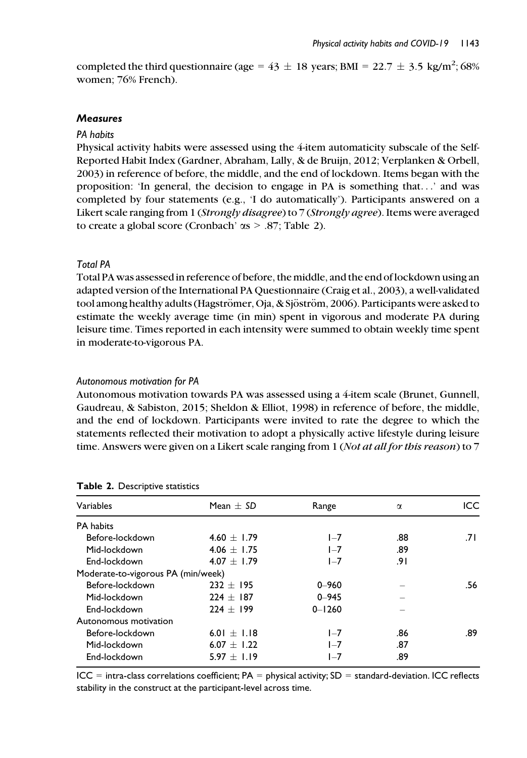completed the third questionnaire (age = 43 ± 18 years; BMI = 22.7 ± 3.5 kg/m$^2$; 68% women; 76% French).

### *Measures*

#### *PA habits*

Physical activity habits were assessed using the 4-item automaticity subscale of the Self-Reported Habit Index (Gardner, Abraham, Lally, & de Bruijn, 2012; Verplanken & Orbell, 2003) in reference of before, the middle, and the end of lockdown. Items began with the proposition: 'In general, the decision to engage in PA is something that…' and was completed by four statements (e.g., 'I do automatically'). Participants answered on a Likert scale ranging from 1 (*Strongly disagree*) to 7 (*Strongly agree*). Items were averaged to create a global score (Cronbach' $\alpha$s > .87; Table 2).

#### *Total PA*

Total PA was assessed in reference of before, the middle, and the end of lockdown using an adapted version of the International PA Questionnaire (Craig et al., 2003), a well-validated tool among healthy adults (Hagströmer, Oja, & Sjöström, 2006). Participants were asked to estimate the weekly average time (in min) spent in vigorous and moderate PA during leisure time. Times reported in each intensity were summed to obtain weekly time spent in moderate-to-vigorous PA.

#### *Autonomous motivation for PA*

Autonomous motivation towards PA was assessed using a 4-item scale (Brunet, Gunnell, Gaudreau, & Sabiston, 2015; Sheldon & Elliot, 1998) in reference of before, the middle, and the end of lockdown. Participants were invited to rate the degree to which the statements reflected their motivation to adopt a physically active lifestyle during leisure time. Answers were given on a Likert scale ranging from 1 (*Not at all for this reason*) to 7

**Table 2.** Descriptive statistics

| Variables | Mean ± *SD* | Range | $\alpha$ | ICC |
|---|---|---|---|---|
| PA habits | | | | |
| Before-lockdown | 4.60 ± 1.79 | 1–7 | .88 | .71 |
| Mid-lockdown | 4.06 ± 1.75 | 1–7 | .89 | |
| End-lockdown | 4.07 ± 1.79 | 1–7 | .91 | |
| Moderate-to-vigorous PA (min/week) | | | | |
| Before-lockdown | 232 ± 195 | 0–960 | – | .56 |
| Mid-lockdown | 224 ± 187 | 0–945 | – | |
| End-lockdown | 224 ± 199 | 0–1260 | – | |
| Autonomous motivation | | | | |
| Before-lockdown | 6.01 ± 1.18 | 1–7 | .86 | .89 |
| Mid-lockdown | 6.07 ± 1.22 | 1–7 | .87 | |
| End-lockdown | 5.97 ± 1.19 | 1–7 | .89 | |

ICC = intra-class correlations coefficient; PA = physical activity; SD = standard-deviation. ICC reflects stability in the construct at the participant-level across time.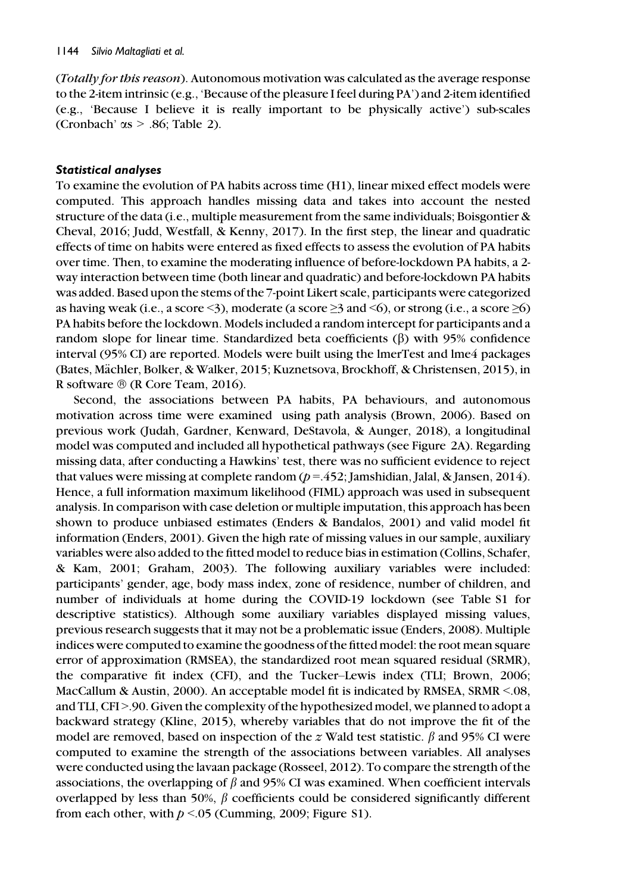(*Totally for this reason*). Autonomous motivation was calculated as the average response to the 2-item intrinsic (e.g., 'Because of the pleasure I feel during PA') and 2-item identified (e.g., 'Because I believe it is really important to be physically active') sub-scales (Cronbach' $\alpha$s > .86; Table 2).

### *Statistical analyses*

To examine the evolution of PA habits across time (H1), linear mixed effect models were computed. This approach handles missing data and takes into account the nested structure of the data (i.e., multiple measurement from the same individuals; Boisgontier & Cheval, 2016; Judd, Westfall, & Kenny, 2017). In the first step, the linear and quadratic effects of time on habits were entered as fixed effects to assess the evolution of PA habits over time. Then, to examine the moderating influence of before-lockdown PA habits, a 2-way interaction between time (both linear and quadratic) and before-lockdown PA habits was added. Based upon the stems of the 7-point Likert scale, participants were categorized as having weak (i.e., a score <3), moderate (a score ≥3 and <6), or strong (i.e., a score ≥6) PA habits before the lockdown. Models included a random intercept for participants and a random slope for linear time. Standardized beta coefficients ($\beta$) with 95% confidence interval (95% CI) are reported. Models were built using the lmerTest and lme4 packages (Bates, Mächler, Bolker, & Walker, 2015; Kuznetsova, Brockhoff, & Christensen, 2015), in R software ® (R Core Team, 2016).

Second, the associations between PA habits, PA behaviours, and autonomous motivation across time were examined using path analysis (Brown, 2006). Based on previous work (Judah, Gardner, Kenward, DeStavola, & Aunger, 2018), a longitudinal model was computed and included all hypothetical pathways (see Figure 2A). Regarding missing data, after conducting a Hawkins' test, there was no sufficient evidence to reject that values were missing at complete random ($p$ =.452; Jamshidian, Jalal, & Jansen, 2014). Hence, a full information maximum likelihood (FIML) approach was used in subsequent analysis. In comparison with case deletion or multiple imputation, this approach has been shown to produce unbiased estimates (Enders & Bandalos, 2001) and valid model fit information (Enders, 2001). Given the high rate of missing values in our sample, auxiliary variables were also added to the fitted model to reduce bias in estimation (Collins, Schafer, & Kam, 2001; Graham, 2003). The following auxiliary variables were included: participants' gender, age, body mass index, zone of residence, number of children, and number of individuals at home during the COVID-19 lockdown (see Table S1 for descriptive statistics). Although some auxiliary variables displayed missing values, previous research suggests that it may not be a problematic issue (Enders, 2008). Multiple indices were computed to examine the goodness of the fitted model: the root mean square error of approximation (RMSEA), the standardized root mean squared residual (SRMR), the comparative fit index (CFI), and the Tucker–Lewis index (TLI; Brown, 2006; MacCallum & Austin, 2000). An acceptable model fit is indicated by RMSEA, SRMR <.08, and TLI, CFI >.90. Given the complexity of the hypothesized model, we planned to adopt a backward strategy (Kline, 2015), whereby variables that do not improve the fit of the model are removed, based on inspection of the $z$ Wald test statistic. $\beta$ and 95% CI were computed to examine the strength of the associations between variables. All analyses were conducted using the lavaan package (Rosseel, 2012). To compare the strength of the associations, the overlapping of $\beta$ and 95% CI was examined. When coefficient intervals overlapped by less than 50%, $\beta$ coefficients could be considered significantly different from each other, with $p$ <.05 (Cumming, 2009; Figure S1).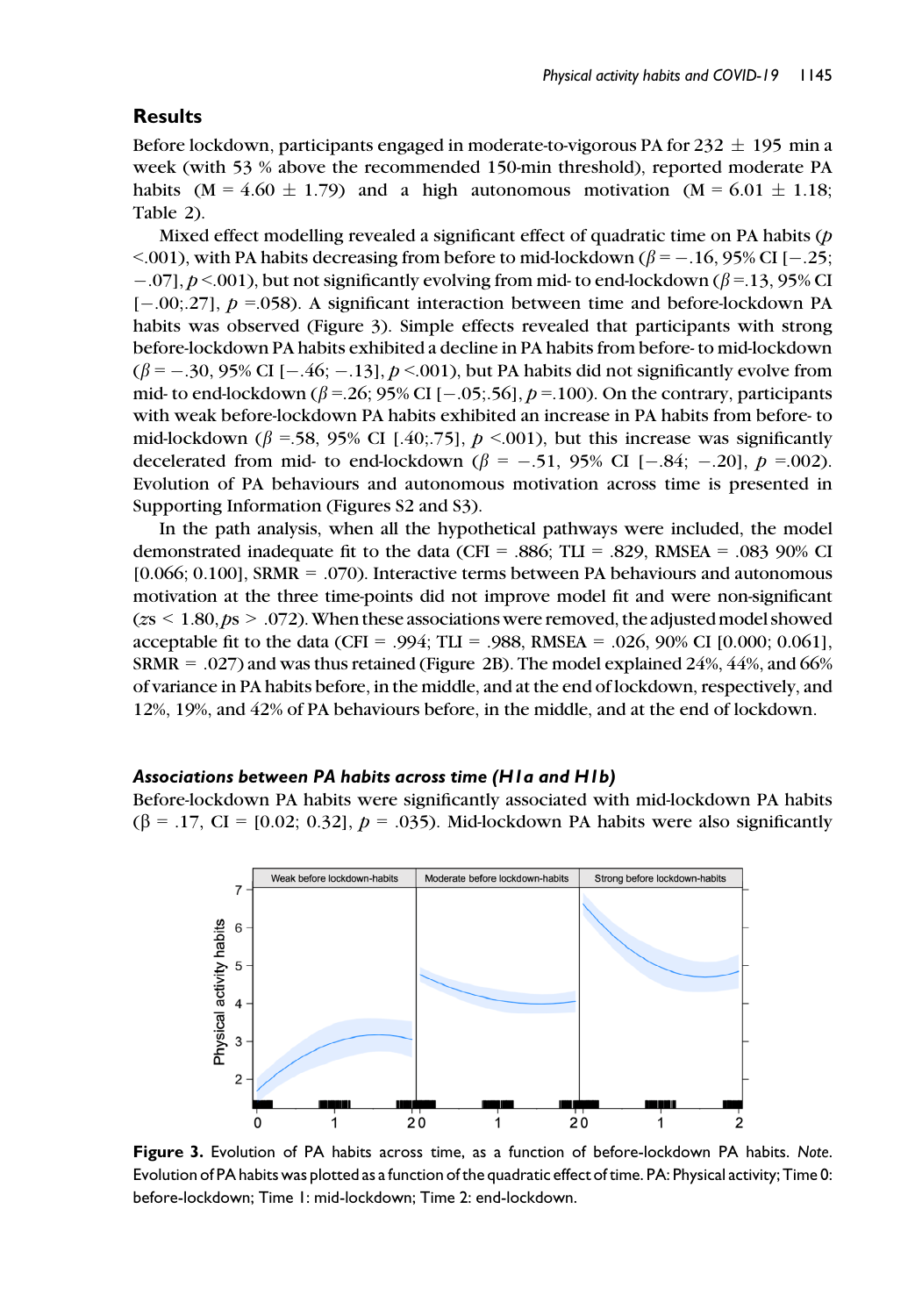## Results

Before lockdown, participants engaged in moderate-to-vigorous PA for 232 ± 195 min a week (with 53 % above the recommended 150-min threshold), reported moderate PA habits (M = 4.60 ± 1.79) and a high autonomous motivation (M = 6.01 ± 1.18; Table 2).

Mixed effect modelling revealed a significant effect of quadratic time on PA habits ($p$ <.001), with PA habits decreasing from before to mid-lockdown ($\beta$ = −.16, 95% CI [−.25; −.07], $p$ <.001), but not significantly evolving from mid- to end-lockdown ($\beta$ =.13, 95% CI [−.00;.27], $p$ =.058). A significant interaction between time and before-lockdown PA habits was observed (Figure 3). Simple effects revealed that participants with strong before-lockdown PA habits exhibited a decline in PA habits from before- to mid-lockdown ($\beta$ = −.30, 95% CI [−.46; −.13], $p$ <.001), but PA habits did not significantly evolve from mid- to end-lockdown ($\beta$ =.26; 95% CI [−.05;.56], $p$ =.100). On the contrary, participants with weak before-lockdown PA habits exhibited an increase in PA habits from before- to mid-lockdown ($\beta$ =.58, 95% CI [.40;.75], $p$ <.001), but this increase was significantly decelerated from mid- to end-lockdown ($\beta$ = −.51, 95% CI [−.84; −.20], $p$ =.002). Evolution of PA behaviours and autonomous motivation across time is presented in Supporting Information (Figures S2 and S3).

In the path analysis, when all the hypothetical pathways were included, the model demonstrated inadequate fit to the data (CFI = .886; TLI = .829, RMSEA = .083 90% CI [0.066; 0.100], SRMR = .070). Interactive terms between PA behaviours and autonomous motivation at the three time-points did not improve model fit and were non-significant ($z$s < 1.80, $p$s > .072). When these associations were removed, the adjusted model showed acceptable fit to the data (CFI = .994; TLI = .988, RMSEA = .026, 90% CI [0.000; 0.061], SRMR = .027) and was thus retained (Figure 2B). The model explained 24%, 44%, and 66% of variance in PA habits before, in the middle, and at the end of lockdown, respectively, and 12%, 19%, and 42% of PA behaviours before, in the middle, and at the end of lockdown.

### *Associations between PA habits across time (H1a and H1b)*

Before-lockdown PA habits were significantly associated with mid-lockdown PA habits ($\beta$ = .17, CI = [0.02; 0.32], $p$ = .035). Mid-lockdown PA habits were also significantly

**Figure 3.** Evolution of PA habits across time, as a function of before-lockdown PA habits. *Note.* Evolution of PA habits was plotted as a function of the quadratic effect of time. PA: Physical activity; Time 0: before-lockdown; Time 1: mid-lockdown; Time 2: end-lockdown.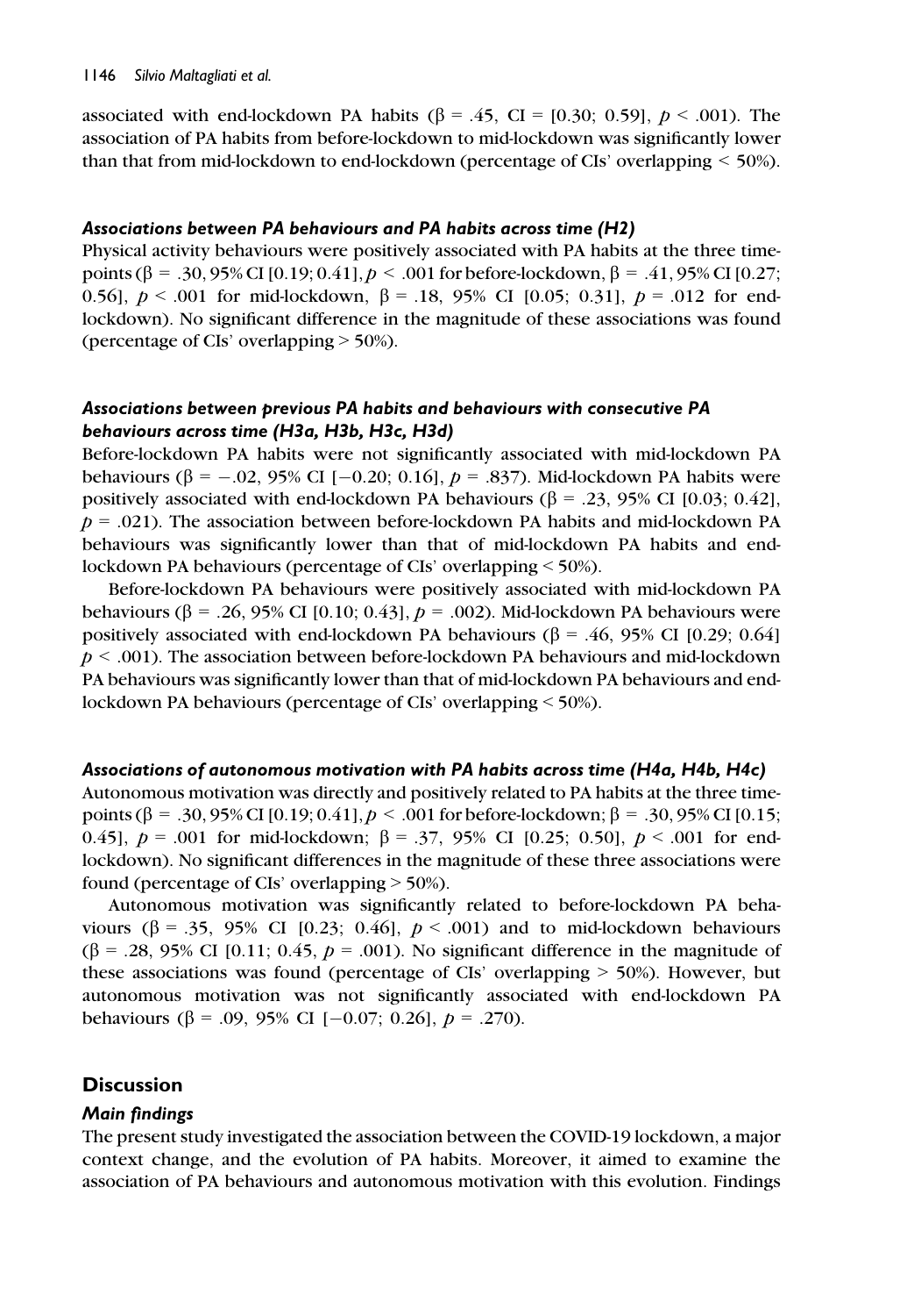associated with end-lockdown PA habits ($\beta = .45$, CI = [0.30; 0.59], $p < .001$). The association of PA habits from before-lockdown to mid-lockdown was significantly lower than that from mid-lockdown to end-lockdown (percentage of CIs' overlapping < 50%).

### *Associations between PA behaviours and PA habits across time (H2)*

Physical activity behaviours were positively associated with PA habits at the three time-points ($\beta = .30$, 95% CI [0.19; 0.41], $p < .001$ for before-lockdown, $\beta = .41$, 95% CI [0.27; 0.56], $p < .001$ for mid-lockdown, $\beta = .18$, 95% CI [0.05; 0.31], $p = .012$ for end-lockdown). No significant difference in the magnitude of these associations was found (percentage of CIs' overlapping > 50%).

### *Associations between previous PA habits and behaviours with consecutive PA behaviours across time (H3a, H3b, H3c, H3d)*

Before-lockdown PA habits were not significantly associated with mid-lockdown PA behaviours ($\beta = -.02$, 95% CI [−0.20; 0.16], $p = .837$). Mid-lockdown PA habits were positively associated with end-lockdown PA behaviours ($\beta = .23$, 95% CI [0.03; 0.42], $p = .021$). The association between before-lockdown PA habits and mid-lockdown PA behaviours was significantly lower than that of mid-lockdown PA habits and end-lockdown PA behaviours (percentage of CIs' overlapping < 50%).

Before-lockdown PA behaviours were positively associated with mid-lockdown PA behaviours ($\beta = .26$, 95% CI [0.10; 0.43], $p = .002$). Mid-lockdown PA behaviours were positively associated with end-lockdown PA behaviours ($\beta = .46$, 95% CI [0.29; 0.64] $p < .001$). The association between before-lockdown PA behaviours and mid-lockdown PA behaviours was significantly lower than that of mid-lockdown PA behaviours and end-lockdown PA behaviours (percentage of CIs' overlapping < 50%).

### *Associations of autonomous motivation with PA habits across time (H4a, H4b, H4c)*

Autonomous motivation was directly and positively related to PA habits at the three time-points ($\beta = .30$, 95% CI [0.19; 0.41], $p < .001$ for before-lockdown; $\beta = .30$, 95% CI [0.15; 0.45], $p = .001$ for mid-lockdown; $\beta = .37$, 95% CI [0.25; 0.50], $p < .001$ for end-lockdown). No significant differences in the magnitude of these three associations were found (percentage of CIs' overlapping > 50%).

Autonomous motivation was significantly related to before-lockdown PA behaviours ($\beta = .35$, 95% CI [0.23; 0.46], $p < .001$) and to mid-lockdown behaviours ($\beta = .28$, 95% CI [0.11; 0.45, $p = .001$). No significant difference in the magnitude of these associations was found (percentage of CIs' overlapping > 50%). However, but autonomous motivation was not significantly associated with end-lockdown PA behaviours ($\beta = .09$, 95% CI [−0.07; 0.26], $p = .270$).

## Discussion

### *Main findings*

The present study investigated the association between the COVID-19 lockdown, a major context change, and the evolution of PA habits. Moreover, it aimed to examine the association of PA behaviours and autonomous motivation with this evolution. Findings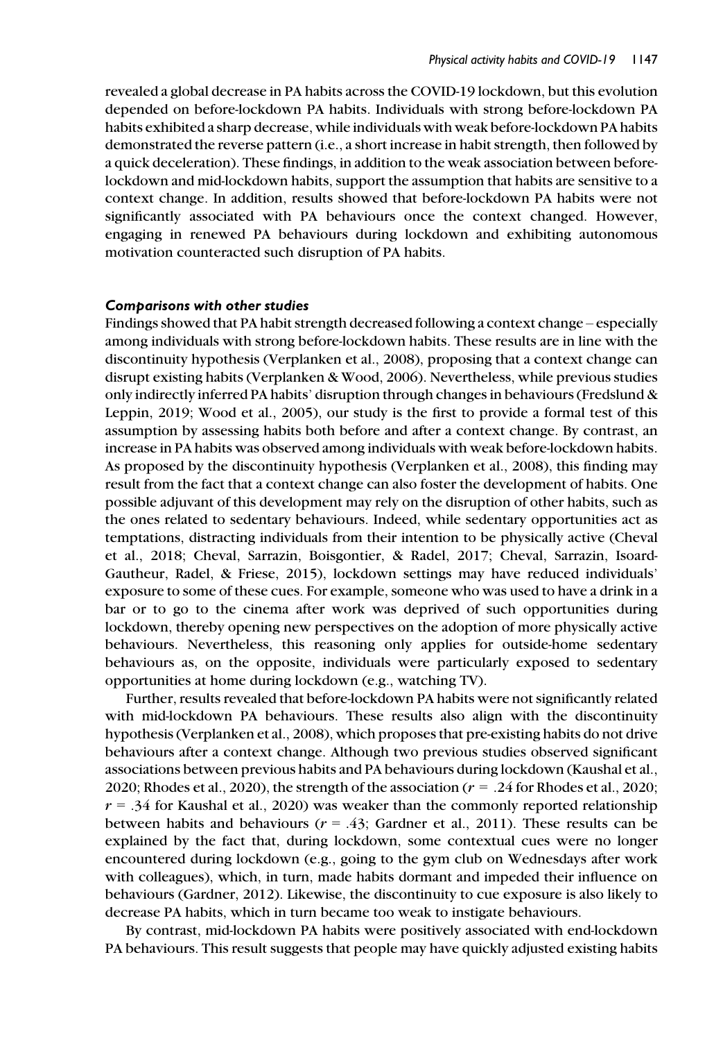revealed a global decrease in PA habits across the COVID-19 lockdown, but this evolution depended on before-lockdown PA habits. Individuals with strong before-lockdown PA habits exhibited a sharp decrease, while individuals with weak before-lockdown PA habits demonstrated the reverse pattern (i.e., a short increase in habit strength, then followed by a quick deceleration). These findings, in addition to the weak association between before-lockdown and mid-lockdown habits, support the assumption that habits are sensitive to a context change. In addition, results showed that before-lockdown PA habits were not significantly associated with PA behaviours once the context changed. However, engaging in renewed PA behaviours during lockdown and exhibiting autonomous motivation counteracted such disruption of PA habits.

### *Comparisons with other studies*

Findings showed that PA habit strength decreased following a context change – especially among individuals with strong before-lockdown habits. These results are in line with the discontinuity hypothesis (Verplanken et al., 2008), proposing that a context change can disrupt existing habits (Verplanken & Wood, 2006). Nevertheless, while previous studies only indirectly inferred PA habits' disruption through changes in behaviours (Fredslund & Leppin, 2019; Wood et al., 2005), our study is the first to provide a formal test of this assumption by assessing habits both before and after a context change. By contrast, an increase in PA habits was observed among individuals with weak before-lockdown habits. As proposed by the discontinuity hypothesis (Verplanken et al., 2008), this finding may result from the fact that a context change can also foster the development of habits. One possible adjuvant of this development may rely on the disruption of other habits, such as the ones related to sedentary behaviours. Indeed, while sedentary opportunities act as temptations, distracting individuals from their intention to be physically active (Cheval et al., 2018; Cheval, Sarrazin, Boisgontier, & Radel, 2017; Cheval, Sarrazin, Isoard-Gautheur, Radel, & Friese, 2015), lockdown settings may have reduced individuals' exposure to some of these cues. For example, someone who was used to have a drink in a bar or to go to the cinema after work was deprived of such opportunities during lockdown, thereby opening new perspectives on the adoption of more physically active behaviours. Nevertheless, this reasoning only applies for outside-home sedentary behaviours as, on the opposite, individuals were particularly exposed to sedentary opportunities at home during lockdown (e.g., watching TV).

Further, results revealed that before-lockdown PA habits were not significantly related with mid-lockdown PA behaviours. These results also align with the discontinuity hypothesis (Verplanken et al., 2008), which proposes that pre-existing habits do not drive behaviours after a context change. Although two previous studies observed significant associations between previous habits and PA behaviours during lockdown (Kaushal et al., 2020; Rhodes et al., 2020), the strength of the association ($r$ = .24 for Rhodes et al., 2020; $r$ = .34 for Kaushal et al., 2020) was weaker than the commonly reported relationship between habits and behaviours ($r$ = .43; Gardner et al., 2011). These results can be explained by the fact that, during lockdown, some contextual cues were no longer encountered during lockdown (e.g., going to the gym club on Wednesdays after work with colleagues), which, in turn, made habits dormant and impeded their influence on behaviours (Gardner, 2012). Likewise, the discontinuity to cue exposure is also likely to decrease PA habits, which in turn became too weak to instigate behaviours.

By contrast, mid-lockdown PA habits were positively associated with end-lockdown PA behaviours. This result suggests that people may have quickly adjusted existing habits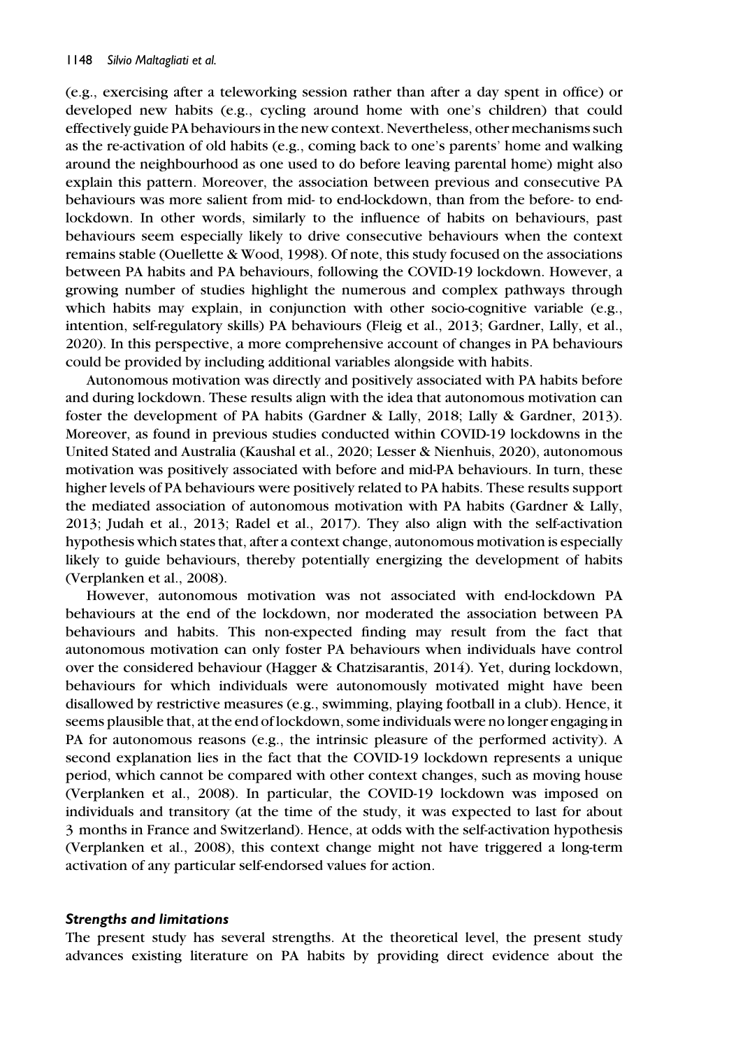(e.g., exercising after a teleworking session rather than after a day spent in office) or developed new habits (e.g., cycling around home with one's children) that could effectively guide PA behaviours in the new context. Nevertheless, other mechanisms such as the re-activation of old habits (e.g., coming back to one's parents' home and walking around the neighbourhood as one used to do before leaving parental home) might also explain this pattern. Moreover, the association between previous and consecutive PA behaviours was more salient from mid- to end-lockdown, than from the before- to end-lockdown. In other words, similarly to the influence of habits on behaviours, past behaviours seem especially likely to drive consecutive behaviours when the context remains stable (Ouellette & Wood, 1998). Of note, this study focused on the associations between PA habits and PA behaviours, following the COVID-19 lockdown. However, a growing number of studies highlight the numerous and complex pathways through which habits may explain, in conjunction with other socio-cognitive variable (e.g., intention, self-regulatory skills) PA behaviours (Fleig et al., 2013; Gardner, Lally, et al., 2020). In this perspective, a more comprehensive account of changes in PA behaviours could be provided by including additional variables alongside with habits.

Autonomous motivation was directly and positively associated with PA habits before and during lockdown. These results align with the idea that autonomous motivation can foster the development of PA habits (Gardner & Lally, 2018; Lally & Gardner, 2013). Moreover, as found in previous studies conducted within COVID-19 lockdowns in the United Stated and Australia (Kaushal et al., 2020; Lesser & Nienhuis, 2020), autonomous motivation was positively associated with before and mid-PA behaviours. In turn, these higher levels of PA behaviours were positively related to PA habits. These results support the mediated association of autonomous motivation with PA habits (Gardner & Lally, 2013; Judah et al., 2013; Radel et al., 2017). They also align with the self-activation hypothesis which states that, after a context change, autonomous motivation is especially likely to guide behaviours, thereby potentially energizing the development of habits (Verplanken et al., 2008).

However, autonomous motivation was not associated with end-lockdown PA behaviours at the end of the lockdown, nor moderated the association between PA behaviours and habits. This non-expected finding may result from the fact that autonomous motivation can only foster PA behaviours when individuals have control over the considered behaviour (Hagger & Chatzisarantis, 2014). Yet, during lockdown, behaviours for which individuals were autonomously motivated might have been disallowed by restrictive measures (e.g., swimming, playing football in a club). Hence, it seems plausible that, at the end of lockdown, some individuals were no longer engaging in PA for autonomous reasons (e.g., the intrinsic pleasure of the performed activity). A second explanation lies in the fact that the COVID-19 lockdown represents a unique period, which cannot be compared with other context changes, such as moving house (Verplanken et al., 2008). In particular, the COVID-19 lockdown was imposed on individuals and transitory (at the time of the study, it was expected to last for about 3 months in France and Switzerland). Hence, at odds with the self-activation hypothesis (Verplanken et al., 2008), this context change might not have triggered a long-term activation of any particular self-endorsed values for action.

### *Strengths and limitations*

The present study has several strengths. At the theoretical level, the present study advances existing literature on PA habits by providing direct evidence about the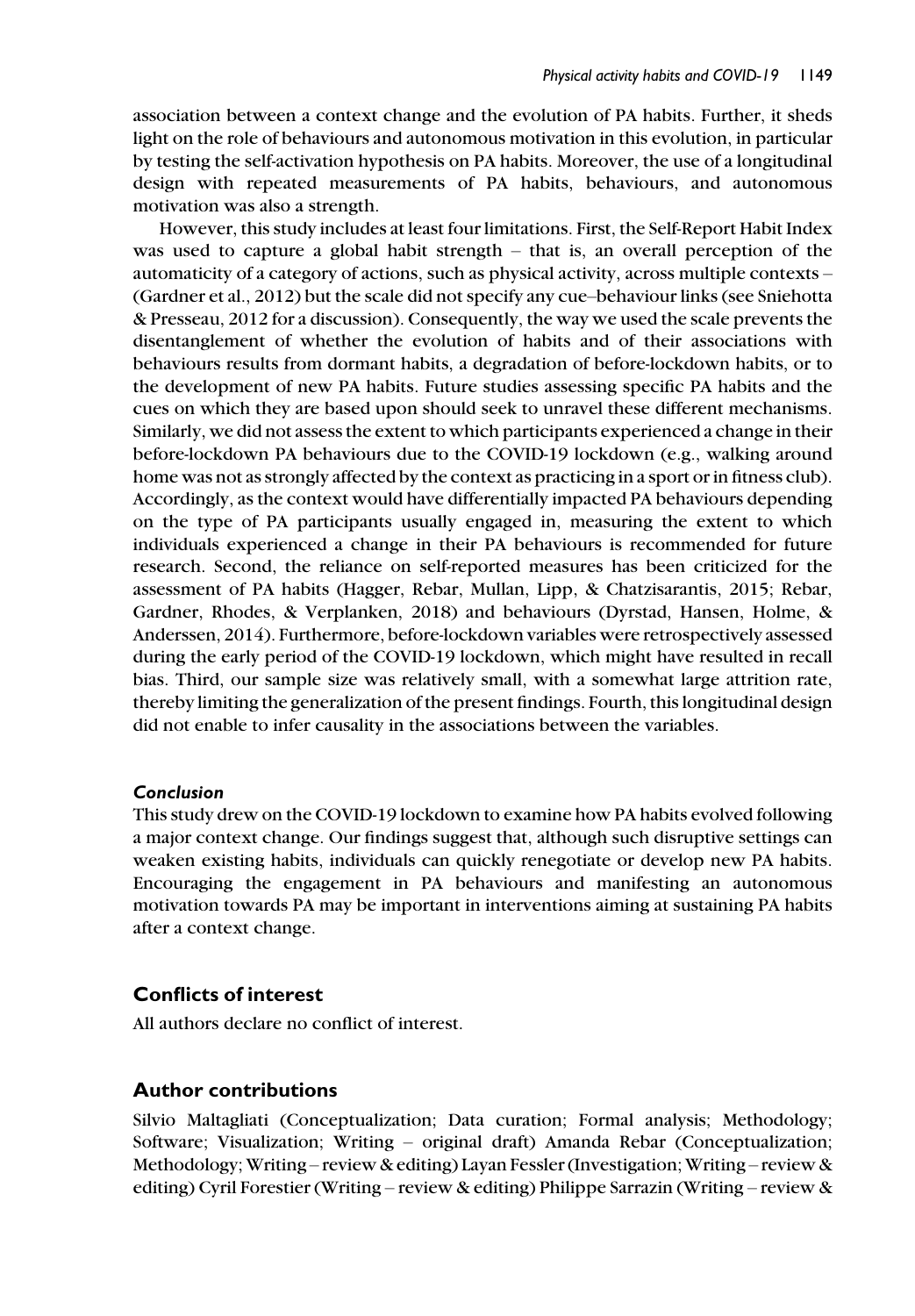association between a context change and the evolution of PA habits. Further, it sheds light on the role of behaviours and autonomous motivation in this evolution, in particular by testing the self-activation hypothesis on PA habits. Moreover, the use of a longitudinal design with repeated measurements of PA habits, behaviours, and autonomous motivation was also a strength.

However, this study includes at least four limitations. First, the Self-Report Habit Index was used to capture a global habit strength – that is, an overall perception of the automaticity of a category of actions, such as physical activity, across multiple contexts – (Gardner et al., 2012) but the scale did not specify any cue–behaviour links (see Sniehotta & Presseau, 2012 for a discussion). Consequently, the way we used the scale prevents the disentanglement of whether the evolution of habits and of their associations with behaviours results from dormant habits, a degradation of before-lockdown habits, or to the development of new PA habits. Future studies assessing specific PA habits and the cues on which they are based upon should seek to unravel these different mechanisms. Similarly, we did not assess the extent to which participants experienced a change in their before-lockdown PA behaviours due to the COVID-19 lockdown (e.g., walking around home was not as strongly affected by the context as practicing in a sport or in fitness club). Accordingly, as the context would have differentially impacted PA behaviours depending on the type of PA participants usually engaged in, measuring the extent to which individuals experienced a change in their PA behaviours is recommended for future research. Second, the reliance on self-reported measures has been criticized for the assessment of PA habits (Hagger, Rebar, Mullan, Lipp, & Chatzisarantis, 2015; Rebar, Gardner, Rhodes, & Verplanken, 2018) and behaviours (Dyrstad, Hansen, Holme, & Anderssen, 2014). Furthermore, before-lockdown variables were retrospectively assessed during the early period of the COVID-19 lockdown, which might have resulted in recall bias. Third, our sample size was relatively small, with a somewhat large attrition rate, thereby limiting the generalization of the present findings. Fourth, this longitudinal design did not enable to infer causality in the associations between the variables.

### *Conclusion*

This study drew on the COVID-19 lockdown to examine how PA habits evolved following a major context change. Our findings suggest that, although such disruptive settings can weaken existing habits, individuals can quickly renegotiate or develop new PA habits. Encouraging the engagement in PA behaviours and manifesting an autonomous motivation towards PA may be important in interventions aiming at sustaining PA habits after a context change.

## Conflicts of interest

All authors declare no conflict of interest.

## Author contributions

Silvio Maltagliati (Conceptualization; Data curation; Formal analysis; Methodology; Software; Visualization; Writing – original draft) Amanda Rebar (Conceptualization; Methodology; Writing – review & editing) Layan Fessler (Investigation; Writing – review & editing) Cyril Forestier (Writing – review & editing) Philippe Sarrazin (Writing – review &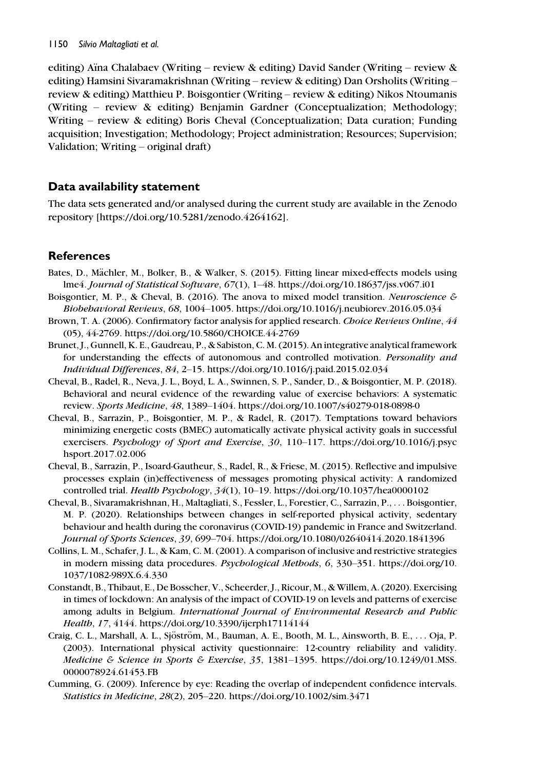editing) Aïna Chalabaev (Writing – review & editing) David Sander (Writing – review & editing) Hamsini Sivaramakrishnan (Writing – review & editing) Dan Orsholits (Writing – review & editing) Matthieu P. Boisgontier (Writing – review & editing) Nikos Ntoumanis (Writing – review & editing) Benjamin Gardner (Conceptualization; Methodology; Writing – review & editing) Boris Cheval (Conceptualization; Data curation; Funding acquisition; Investigation; Methodology; Project administration; Resources; Supervision; Validation; Writing – original draft)

## Data availability statement

The data sets generated and/or analysed during the current study are available in the Zenodo repository [https://doi.org/10.5281/zenodo.4264162].

## References

Bates, D., Mächler, M., Bolker, B., & Walker, S. (2015). Fitting linear mixed-effects models using lme4. *Journal of Statistical Software*, *67*(1), 1–48. https://doi.org/10.18637/jss.v067.i01

Boisgontier, M. P., & Cheval, B. (2016). The anova to mixed model transition. *Neuroscience & Biobehavioral Reviews*, *68*, 1004–1005. https://doi.org/10.1016/j.neubiorev.2016.05.034

Brown, T. A. (2006). Confirmatory factor analysis for applied research. *Choice Reviews Online*, *44* (05), 44-2769. https://doi.org/10.5860/CHOICE.44-2769

Brunet, J., Gunnell, K. E., Gaudreau, P., & Sabiston, C. M. (2015). An integrative analytical framework for understanding the effects of autonomous and controlled motivation. *Personality and Individual Differences*, *84*, 2–15. https://doi.org/10.1016/j.paid.2015.02.034

Cheval, B., Radel, R., Neva, J. L., Boyd, L. A., Swinnen, S. P., Sander, D., & Boisgontier, M. P. (2018). Behavioral and neural evidence of the rewarding value of exercise behaviors: A systematic review. *Sports Medicine*, *48*, 1389–1404. https://doi.org/10.1007/s40279-018-0898-0

Cheval, B., Sarrazin, P., Boisgontier, M. P., & Radel, R. (2017). Temptations toward behaviors minimizing energetic costs (BMEC) automatically activate physical activity goals in successful exercisers. *Psychology of Sport and Exercise*, *30*, 110–117. https://doi.org/10.1016/j.psychsport.2017.02.006

Cheval, B., Sarrazin, P., Isoard-Gautheur, S., Radel, R., & Friese, M. (2015). Reflective and impulsive processes explain (in)effectiveness of messages promoting physical activity: A randomized controlled trial. *Health Psychology*, *34*(1), 10–19. https://doi.org/10.1037/hea0000102

Cheval, B., Sivaramakrishnan, H., Maltagliati, S., Fessler, L., Forestier, C., Sarrazin, P., . . . Boisgontier, M. P. (2020). Relationships between changes in self-reported physical activity, sedentary behaviour and health during the coronavirus (COVID-19) pandemic in France and Switzerland. *Journal of Sports Sciences*, *39*, 699–704. https://doi.org/10.1080/02640414.2020.1841396

Collins, L. M., Schafer, J. L., & Kam, C. M. (2001). A comparison of inclusive and restrictive strategies in modern missing data procedures. *Psychological Methods*, *6*, 330–351. https://doi.org/10.1037/1082-989X.6.4.330

Constandt, B., Thibaut, E., De Bosscher, V., Scheerder, J., Ricour, M., & Willem, A. (2020). Exercising in times of lockdown: An analysis of the impact of COVID-19 on levels and patterns of exercise among adults in Belgium. *International Journal of Environmental Research and Public Health*, *17*, 4144. https://doi.org/10.3390/ijerph17114144

Craig, C. L., Marshall, A. L., Sjöström, M., Bauman, A. E., Booth, M. L., Ainsworth, B. E., . . . Oja, P. (2003). International physical activity questionnaire: 12-country reliability and validity. *Medicine & Science in Sports & Exercise*, *35*, 1381–1395. https://doi.org/10.1249/01.MSS.0000078924.61453.FB

Cumming, G. (2009). Inference by eye: Reading the overlap of independent confidence intervals. *Statistics in Medicine*, *28*(2), 205–220. https://doi.org/10.1002/sim.3471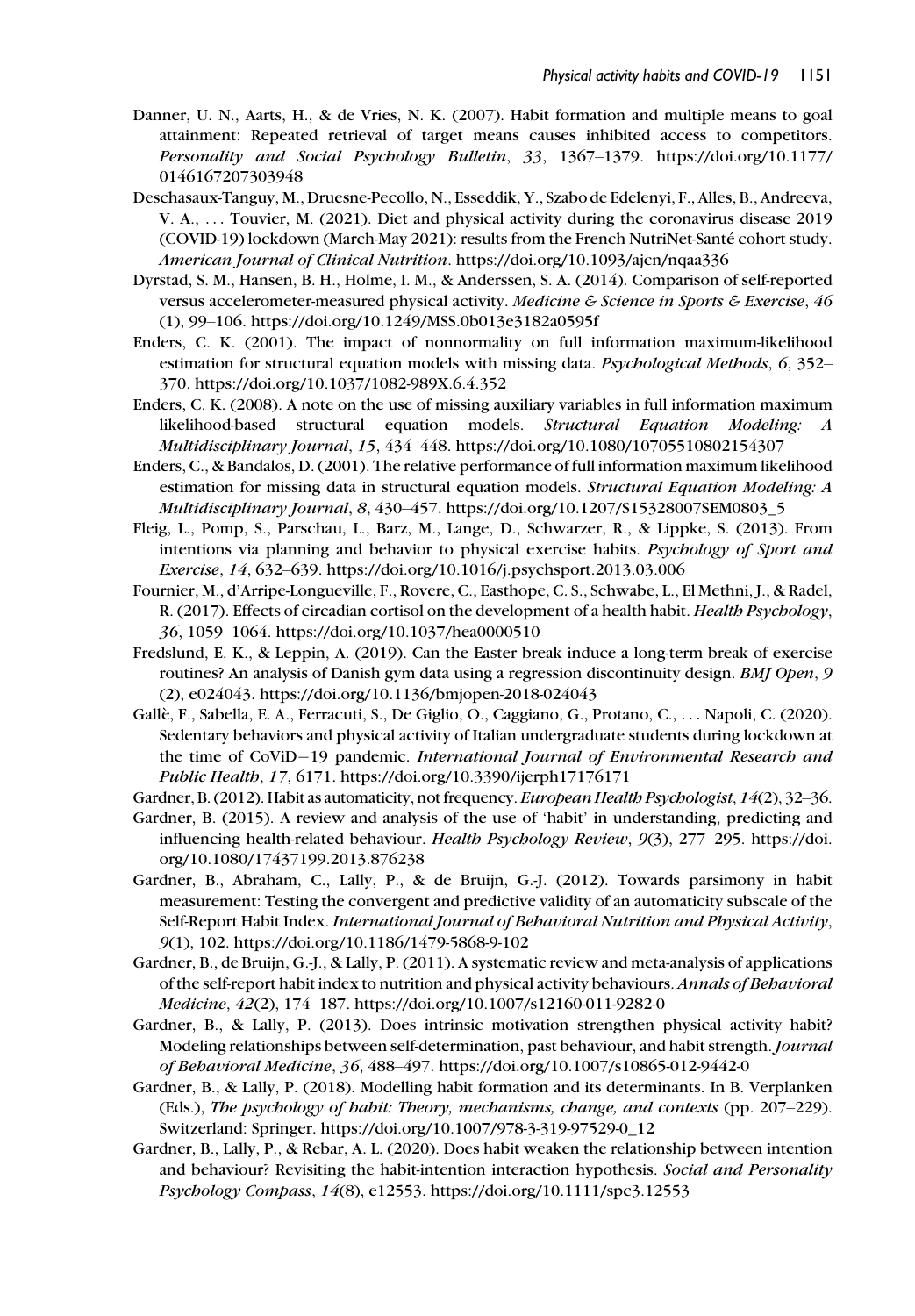Danner, U. N., Aarts, H., & de Vries, N. K. (2007). Habit formation and multiple means to goal attainment: Repeated retrieval of target means causes inhibited access to competitors. *Personality and Social Psychology Bulletin*, *33*, 1367–1379. https://doi.org/10.1177/0146167207303948

Deschasaux-Tanguy, M., Druesne-Pecollo, N., Esseddik, Y., Szabo de Edelenyi, F., Alles, B., Andreeva, V. A., . . . Touvier, M. (2021). Diet and physical activity during the coronavirus disease 2019 (COVID-19) lockdown (March-May 2021): results from the French NutriNet-Santé cohort study. *American Journal of Clinical Nutrition*. https://doi.org/10.1093/ajcn/nqaa336

Dyrstad, S. M., Hansen, B. H., Holme, I. M., & Anderssen, S. A. (2014). Comparison of self-reported versus accelerometer-measured physical activity. *Medicine & Science in Sports & Exercise*, *46* (1), 99–106. https://doi.org/10.1249/MSS.0b013e3182a0595f

Enders, C. K. (2001). The impact of nonnormality on full information maximum-likelihood estimation for structural equation models with missing data. *Psychological Methods*, *6*, 352–370. https://doi.org/10.1037/1082-989X.6.4.352

Enders, C. K. (2008). A note on the use of missing auxiliary variables in full information maximum likelihood-based structural equation models. *Structural Equation Modeling: A Multidisciplinary Journal*, *15*, 434–448. https://doi.org/10.1080/10705510802154307

Enders, C., & Bandalos, D. (2001). The relative performance of full information maximum likelihood estimation for missing data in structural equation models. *Structural Equation Modeling: A Multidisciplinary Journal*, *8*, 430–457. https://doi.org/10.1207/S15328007SEM0803_5

Fleig, L., Pomp, S., Parschau, L., Barz, M., Lange, D., Schwarzer, R., & Lippke, S. (2013). From intentions via planning and behavior to physical exercise habits. *Psychology of Sport and Exercise*, *14*, 632–639. https://doi.org/10.1016/j.psychsport.2013.03.006

Fournier, M., d'Arripe-Longueville, F., Rovere, C., Easthope, C. S., Schwabe, L., El Methni, J., & Radel, R. (2017). Effects of circadian cortisol on the development of a health habit. *Health Psychology*, *36*, 1059–1064. https://doi.org/10.1037/hea0000510

Fredslund, E. K., & Leppin, A. (2019). Can the Easter break induce a long-term break of exercise routines? An analysis of Danish gym data using a regression discontinuity design. *BMJ Open*, *9* (2), e024043. https://doi.org/10.1136/bmjopen-2018-024043

Gallè, F., Sabella, E. A., Ferracuti, S., De Giglio, O., Caggiano, G., Protano, C., . . . Napoli, C. (2020). Sedentary behaviors and physical activity of Italian undergraduate students during lockdown at the time of CoViD−19 pandemic. *International Journal of Environmental Research and Public Health*, *17*, 6171. https://doi.org/10.3390/ijerph17176171

Gardner, B. (2012). Habit as automaticity, not frequency. *European Health Psychologist*, *14*(2), 32–36.

Gardner, B. (2015). A review and analysis of the use of 'habit' in understanding, predicting and influencing health-related behaviour. *Health Psychology Review*, *9*(3), 277–295. https://doi.org/10.1080/17437199.2013.876238

Gardner, B., Abraham, C., Lally, P., & de Bruijn, G.-J. (2012). Towards parsimony in habit measurement: Testing the convergent and predictive validity of an automaticity subscale of the Self-Report Habit Index. *International Journal of Behavioral Nutrition and Physical Activity*, *9*(1), 102. https://doi.org/10.1186/1479-5868-9-102

Gardner, B., de Bruijn, G.-J., & Lally, P. (2011). A systematic review and meta-analysis of applications of the self-report habit index to nutrition and physical activity behaviours. *Annals of Behavioral Medicine*, *42*(2), 174–187. https://doi.org/10.1007/s12160-011-9282-0

Gardner, B., & Lally, P. (2013). Does intrinsic motivation strengthen physical activity habit? Modeling relationships between self-determination, past behaviour, and habit strength. *Journal of Behavioral Medicine*, *36*, 488–497. https://doi.org/10.1007/s10865-012-9442-0

Gardner, B., & Lally, P. (2018). Modelling habit formation and its determinants. In B. Verplanken (Eds.), *The psychology of habit: Theory, mechanisms, change, and contexts* (pp. 207–229). Switzerland: Springer. https://doi.org/10.1007/978-3-319-97529-0_12

Gardner, B., Lally, P., & Rebar, A. L. (2020). Does habit weaken the relationship between intention and behaviour? Revisiting the habit-intention interaction hypothesis. *Social and Personality Psychology Compass*, *14*(8), e12553. https://doi.org/10.1111/spc3.12553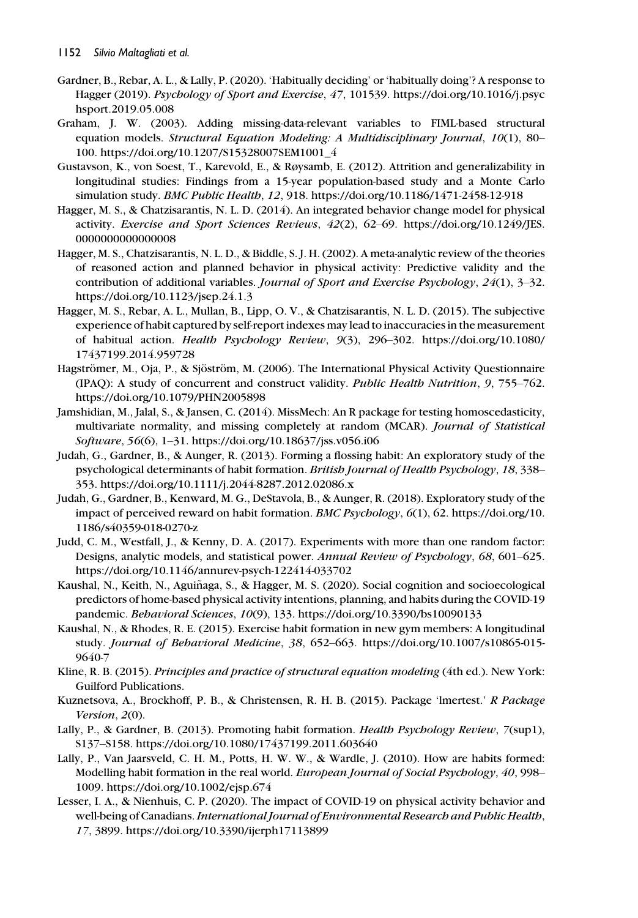Gardner, B., Rebar, A. L., & Lally, P. (2020). 'Habitually deciding' or 'habitually doing'? A response to Hagger (2019). *Psychology of Sport and Exercise*, *47*, 101539. https://doi.org/10.1016/j.psychsport.2019.05.008

Graham, J. W. (2003). Adding missing-data-relevant variables to FIML-based structural equation models. *Structural Equation Modeling: A Multidisciplinary Journal*, *10*(1), 80–100. https://doi.org/10.1207/S15328007SEM1001_4

Gustavson, K., von Soest, T., Karevold, E., & Røysamb, E. (2012). Attrition and generalizability in longitudinal studies: Findings from a 15-year population-based study and a Monte Carlo simulation study. *BMC Public Health*, *12*, 918. https://doi.org/10.1186/1471-2458-12-918

Hagger, M. S., & Chatzisarantis, N. L. D. (2014). An integrated behavior change model for physical activity. *Exercise and Sport Sciences Reviews*, *42*(2), 62–69. https://doi.org/10.1249/JES.0000000000000008

Hagger, M. S., Chatzisarantis, N. L. D., & Biddle, S. J. H. (2002). A meta-analytic review of the theories of reasoned action and planned behavior in physical activity: Predictive validity and the contribution of additional variables. *Journal of Sport and Exercise Psychology*, *24*(1), 3–32. https://doi.org/10.1123/jsep.24.1.3

Hagger, M. S., Rebar, A. L., Mullan, B., Lipp, O. V., & Chatzisarantis, N. L. D. (2015). The subjective experience of habit captured by self-report indexes may lead to inaccuracies in the measurement of habitual action. *Health Psychology Review*, *9*(3), 296–302. https://doi.org/10.1080/17437199.2014.959728

Hagströmer, M., Oja, P., & Sjöström, M. (2006). The International Physical Activity Questionnaire (IPAQ): A study of concurrent and construct validity. *Public Health Nutrition*, *9*, 755–762. https://doi.org/10.1079/PHN2005898

Jamshidian, M., Jalal, S., & Jansen, C. (2014). MissMech: An R package for testing homoscedasticity, multivariate normality, and missing completely at random (MCAR). *Journal of Statistical Software*, *56*(6), 1–31. https://doi.org/10.18637/jss.v056.i06

Judah, G., Gardner, B., & Aunger, R. (2013). Forming a flossing habit: An exploratory study of the psychological determinants of habit formation. *British Journal of Health Psychology*, *18*, 338–353. https://doi.org/10.1111/j.2044-8287.2012.02086.x

Judah, G., Gardner, B., Kenward, M. G., DeStavola, B., & Aunger, R. (2018). Exploratory study of the impact of perceived reward on habit formation. *BMC Psychology*, *6*(1), 62. https://doi.org/10.1186/s40359-018-0270-z

Judd, C. M., Westfall, J., & Kenny, D. A. (2017). Experiments with more than one random factor: Designs, analytic models, and statistical power. *Annual Review of Psychology*, *68*, 601–625. https://doi.org/10.1146/annurev-psych-122414-033702

Kaushal, N., Keith, N., Aguiñaga, S., & Hagger, M. S. (2020). Social cognition and socioecological predictors of home-based physical activity intentions, planning, and habits during the COVID-19 pandemic. *Behavioral Sciences*, *10*(9), 133. https://doi.org/10.3390/bs10090133

Kaushal, N., & Rhodes, R. E. (2015). Exercise habit formation in new gym members: A longitudinal study. *Journal of Behavioral Medicine*, *38*, 652–663. https://doi.org/10.1007/s10865-015-9640-7

Kline, R. B. (2015). *Principles and practice of structural equation modeling* (4th ed.). New York: Guilford Publications.

Kuznetsova, A., Brockhoff, P. B., & Christensen, R. H. B. (2015). Package 'lmertest.' *R Package Version*, *2*(0).

Lally, P., & Gardner, B. (2013). Promoting habit formation. *Health Psychology Review*, 7(sup1), S137–S158. https://doi.org/10.1080/17437199.2011.603640

Lally, P., Van Jaarsveld, C. H. M., Potts, H. W. W., & Wardle, J. (2010). How are habits formed: Modelling habit formation in the real world. *European Journal of Social Psychology*, *40*, 998–1009. https://doi.org/10.1002/ejsp.674

Lesser, I. A., & Nienhuis, C. P. (2020). The impact of COVID-19 on physical activity behavior and well-being of Canadians. *International Journal of Environmental Research and Public Health*, *17*, 3899. https://doi.org/10.3390/ijerph17113899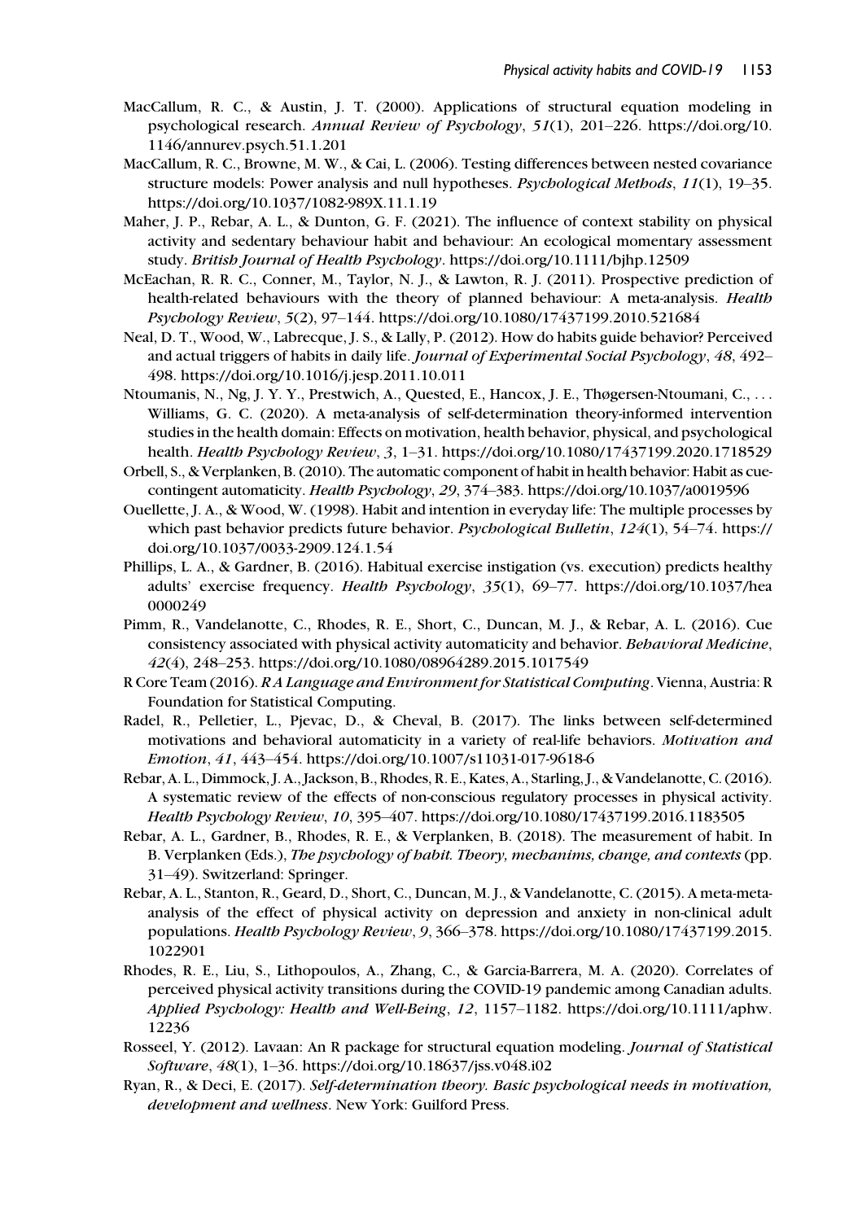MacCallum, R. C., & Austin, J. T. (2000). Applications of structural equation modeling in psychological research. *Annual Review of Psychology*, *51*(1), 201–226. https://doi.org/10.1146/annurev.psych.51.1.201

MacCallum, R. C., Browne, M. W., & Cai, L. (2006). Testing differences between nested covariance structure models: Power analysis and null hypotheses. *Psychological Methods*, *11*(1), 19–35. https://doi.org/10.1037/1082-989X.11.1.19

Maher, J. P., Rebar, A. L., & Dunton, G. F. (2021). The influence of context stability on physical activity and sedentary behaviour habit and behaviour: An ecological momentary assessment study. *British Journal of Health Psychology*. https://doi.org/10.1111/bjhp.12509

McEachan, R. R. C., Conner, M., Taylor, N. J., & Lawton, R. J. (2011). Prospective prediction of health-related behaviours with the theory of planned behaviour: A meta-analysis. *Health Psychology Review*, *5*(2), 97–144. https://doi.org/10.1080/17437199.2010.521684

Neal, D. T., Wood, W., Labrecque, J. S., & Lally, P. (2012). How do habits guide behavior? Perceived and actual triggers of habits in daily life. *Journal of Experimental Social Psychology*, *48*, 492–498. https://doi.org/10.1016/j.jesp.2011.10.011

Ntoumanis, N., Ng, J. Y. Y., Prestwich, A., Quested, E., Hancox, J. E., Thøgersen-Ntoumani, C., . . . Williams, G. C. (2020). A meta-analysis of self-determination theory-informed intervention studies in the health domain: Effects on motivation, health behavior, physical, and psychological health. *Health Psychology Review*, *3*, 1–31. https://doi.org/10.1080/17437199.2020.1718529

Orbell, S., & Verplanken, B. (2010). The automatic component of habit in health behavior: Habit as cue-contingent automaticity. *Health Psychology*, *29*, 374–383. https://doi.org/10.1037/a0019596

Ouellette, J. A., & Wood, W. (1998). Habit and intention in everyday life: The multiple processes by which past behavior predicts future behavior. *Psychological Bulletin*, *124*(1), 54–74. https://doi.org/10.1037/0033-2909.124.1.54

Phillips, L. A., & Gardner, B. (2016). Habitual exercise instigation (vs. execution) predicts healthy adults' exercise frequency. *Health Psychology*, *35*(1), 69–77. https://doi.org/10.1037/hea0000249

Pimm, R., Vandelanotte, C., Rhodes, R. E., Short, C., Duncan, M. J., & Rebar, A. L. (2016). Cue consistency associated with physical activity automaticity and behavior. *Behavioral Medicine*, *42*(4), 248–253. https://doi.org/10.1080/08964289.2015.1017549

R Core Team (2016). *R A Language and Environment for Statistical Computing*. Vienna, Austria: R Foundation for Statistical Computing.

Radel, R., Pelletier, L., Pjevac, D., & Cheval, B. (2017). The links between self-determined motivations and behavioral automaticity in a variety of real-life behaviors. *Motivation and Emotion*, *41*, 443–454. https://doi.org/10.1007/s11031-017-9618-6

Rebar, A. L., Dimmock, J. A., Jackson, B., Rhodes, R. E., Kates, A., Starling, J., & Vandelanotte, C. (2016). A systematic review of the effects of non-conscious regulatory processes in physical activity. *Health Psychology Review*, *10*, 395–407. https://doi.org/10.1080/17437199.2016.1183505

Rebar, A. L., Gardner, B., Rhodes, R. E., & Verplanken, B. (2018). The measurement of habit. In B. Verplanken (Eds.), *The psychology of habit. Theory, mechanims, change, and contexts* (pp. 31–49). Switzerland: Springer.

Rebar, A. L., Stanton, R., Geard, D., Short, C., Duncan, M. J., & Vandelanotte, C. (2015). A meta-meta-analysis of the effect of physical activity on depression and anxiety in non-clinical adult populations. *Health Psychology Review*, *9*, 366–378. https://doi.org/10.1080/17437199.2015.1022901

Rhodes, R. E., Liu, S., Lithopoulos, A., Zhang, C., & Garcia-Barrera, M. A. (2020). Correlates of perceived physical activity transitions during the COVID-19 pandemic among Canadian adults. *Applied Psychology: Health and Well-Being*, *12*, 1157–1182. https://doi.org/10.1111/aphw.12236

Rosseel, Y. (2012). Lavaan: An R package for structural equation modeling. *Journal of Statistical Software*, *48*(1), 1–36. https://doi.org/10.18637/jss.v048.i02

Ryan, R., & Deci, E. (2017). *Self-determination theory. Basic psychological needs in motivation, development and wellness*. New York: Guilford Press.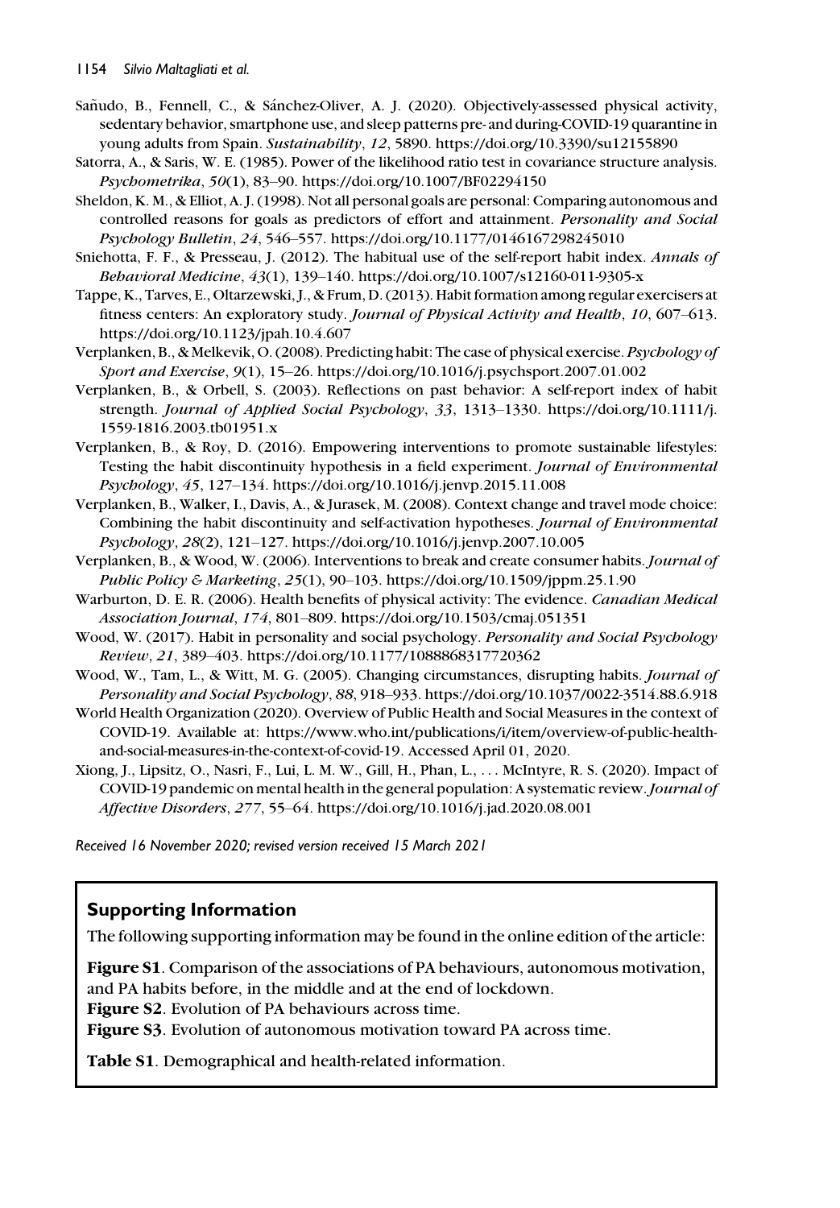Sañudo, B., Fennell, C., & Sánchez-Oliver, A. J. (2020). Objectively-assessed physical activity, sedentary behavior, smartphone use, and sleep patterns pre- and during-COVID-19 quarantine in young adults from Spain. *Sustainability*, *12*, 5890. https://doi.org/10.3390/su12155890

Satorra, A., & Saris, W. E. (1985). Power of the likelihood ratio test in covariance structure analysis. *Psychometrika*, *50*(1), 83–90. https://doi.org/10.1007/BF02294150

Sheldon, K. M., & Elliot, A. J. (1998). Not all personal goals are personal: Comparing autonomous and controlled reasons for goals as predictors of effort and attainment. *Personality and Social Psychology Bulletin*, *24*, 546–557. https://doi.org/10.1177/0146167298245010

Sniehotta, F. F., & Presseau, J. (2012). The habitual use of the self-report habit index. *Annals of Behavioral Medicine*, *43*(1), 139–140. https://doi.org/10.1007/s12160-011-9305-x

Tappe, K., Tarves, E., Oltarzewski, J., & Frum, D. (2013). Habit formation among regular exercisers at fitness centers: An exploratory study. *Journal of Physical Activity and Health*, *10*, 607–613. https://doi.org/10.1123/jpah.10.4.607

Verplanken, B., & Melkevik, O. (2008). Predicting habit: The case of physical exercise. *Psychology of Sport and Exercise*, *9*(1), 15–26. https://doi.org/10.1016/j.psychsport.2007.01.002

Verplanken, B., & Orbell, S. (2003). Reflections on past behavior: A self-report index of habit strength. *Journal of Applied Social Psychology*, *33*, 1313–1330. https://doi.org/10.1111/j.1559-1816.2003.tb01951.x

Verplanken, B., & Roy, D. (2016). Empowering interventions to promote sustainable lifestyles: Testing the habit discontinuity hypothesis in a field experiment. *Journal of Environmental Psychology*, *45*, 127–134. https://doi.org/10.1016/j.jenvp.2015.11.008

Verplanken, B., Walker, I., Davis, A., & Jurasek, M. (2008). Context change and travel mode choice: Combining the habit discontinuity and self-activation hypotheses. *Journal of Environmental Psychology*, *28*(2), 121–127. https://doi.org/10.1016/j.jenvp.2007.10.005

Verplanken, B., & Wood, W. (2006). Interventions to break and create consumer habits. *Journal of Public Policy & Marketing*, *25*(1), 90–103. https://doi.org/10.1509/jppm.25.1.90

Warburton, D. E. R. (2006). Health benefits of physical activity: The evidence. *Canadian Medical Association Journal*, *174*, 801–809. https://doi.org/10.1503/cmaj.051351

Wood, W. (2017). Habit in personality and social psychology. *Personality and Social Psychology Review*, *21*, 389–403. https://doi.org/10.1177/1088868317720362

Wood, W., Tam, L., & Witt, M. G. (2005). Changing circumstances, disrupting habits. *Journal of Personality and Social Psychology*, *88*, 918–933. https://doi.org/10.1037/0022-3514.88.6.918

World Health Organization (2020). Overview of Public Health and Social Measures in the context of COVID-19. Available at: https://www.who.int/publications/i/item/overview-of-public-health-and-social-measures-in-the-context-of-covid-19. Accessed April 01, 2020.

Xiong, J., Lipsitz, O., Nasri, F., Lui, L. M. W., Gill, H., Phan, L., ... McIntyre, R. S. (2020). Impact of COVID-19 pandemic on mental health in the general population: A systematic review. *Journal of Affective Disorders*, *277*, 55–64. https://doi.org/10.1016/j.jad.2020.08.001

*Received 16 November 2020; revised version received 15 March 2021*

## Supporting Information

The following supporting information may be found in the online edition of the article:

**Figure S1**. Comparison of the associations of PA behaviours, autonomous motivation, and PA habits before, in the middle and at the end of lockdown.

**Figure S2**. Evolution of PA behaviours across time.

**Figure S3**. Evolution of autonomous motivation toward PA across time.

**Table S1**. Demographical and health-related information.